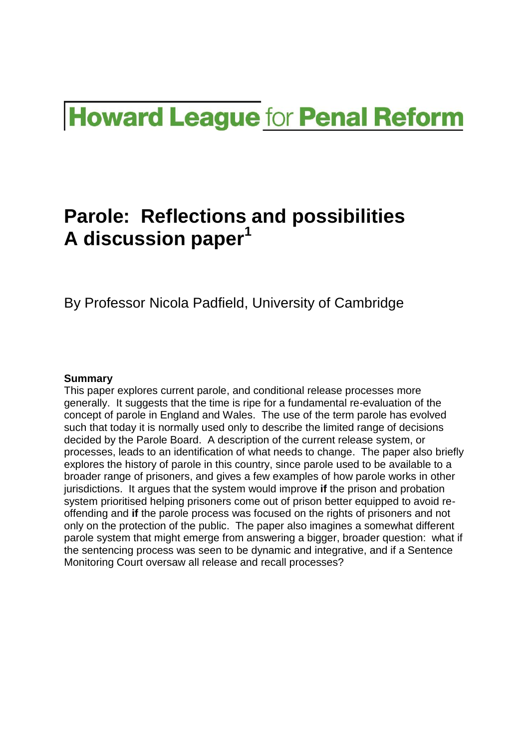Howard League for Penal Reform

# Parole: Reflections and possibilities
# A discussion paper[1]

By Professor Nicola Padfield, University of Cambridge

**Summary**

This paper explores current parole, and conditional release processes more generally. It suggests that the time is ripe for a fundamental re-evaluation of the concept of parole in England and Wales. The use of the term parole has evolved such that today it is normally used only to describe the limited range of decisions decided by the Parole Board. A description of the current release system, or processes, leads to an identification of what needs to change. The paper also briefly explores the history of parole in this country, since parole used to be available to a broader range of prisoners, and gives a few examples of how parole works in other jurisdictions. It argues that the system would improve **if** the prison and probation system prioritised helping prisoners come out of prison better equipped to avoid re-offending and **if** the parole process was focused on the rights of prisoners and not only on the protection of the public. The paper also imagines a somewhat different parole system that might emerge from answering a bigger, broader question: what if the sentencing process was seen to be dynamic and integrative, and if a Sentence Monitoring Court oversaw all release and recall processes?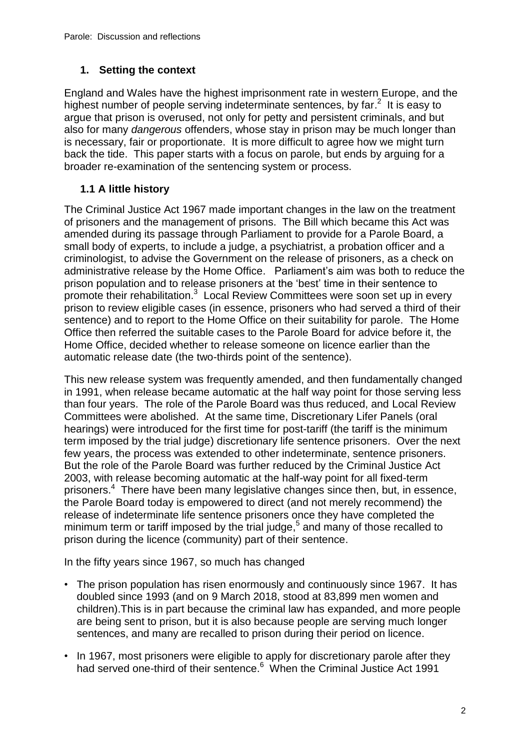## 1. Setting the context

England and Wales have the highest imprisonment rate in western Europe, and the highest number of people serving indeterminate sentences, by far.[2] It is easy to argue that prison is overused, not only for petty and persistent criminals, and but also for many *dangerous* offenders, whose stay in prison may be much longer than is necessary, fair or proportionate. It is more difficult to agree how we might turn back the tide. This paper starts with a focus on parole, but ends by arguing for a broader re-examination of the sentencing system or process.

### 1.1 A little history

The Criminal Justice Act 1967 made important changes in the law on the treatment of prisoners and the management of prisons. The Bill which became this Act was amended during its passage through Parliament to provide for a Parole Board, a small body of experts, to include a judge, a psychiatrist, a probation officer and a criminologist, to advise the Government on the release of prisoners, as a check on administrative release by the Home Office. Parliament's aim was both to reduce the prison population and to release prisoners at the 'best' time in their sentence to promote their rehabilitation.[3] Local Review Committees were soon set up in every prison to review eligible cases (in essence, prisoners who had served a third of their sentence) and to report to the Home Office on their suitability for parole. The Home Office then referred the suitable cases to the Parole Board for advice before it, the Home Office, decided whether to release someone on licence earlier than the automatic release date (the two-thirds point of the sentence).

This new release system was frequently amended, and then fundamentally changed in 1991, when release became automatic at the half way point for those serving less than four years. The role of the Parole Board was thus reduced, and Local Review Committees were abolished. At the same time, Discretionary Lifer Panels (oral hearings) were introduced for the first time for post-tariff (the tariff is the minimum term imposed by the trial judge) discretionary life sentence prisoners. Over the next few years, the process was extended to other indeterminate, sentence prisoners. But the role of the Parole Board was further reduced by the Criminal Justice Act 2003, with release becoming automatic at the half-way point for all fixed-term prisoners.[4] There have been many legislative changes since then, but, in essence, the Parole Board today is empowered to direct (and not merely recommend) the release of indeterminate life sentence prisoners once they have completed the minimum term or tariff imposed by the trial judge,[5] and many of those recalled to prison during the licence (community) part of their sentence.

In the fifty years since 1967, so much has changed

- The prison population has risen enormously and continuously since 1967. It has doubled since 1993 (and on 9 March 2018, stood at 83,899 men women and children).This is in part because the criminal law has expanded, and more people are being sent to prison, but it is also because people are serving much longer sentences, and many are recalled to prison during their period on licence.
- In 1967, most prisoners were eligible to apply for discretionary parole after they had served one-third of their sentence.[6] When the Criminal Justice Act 1991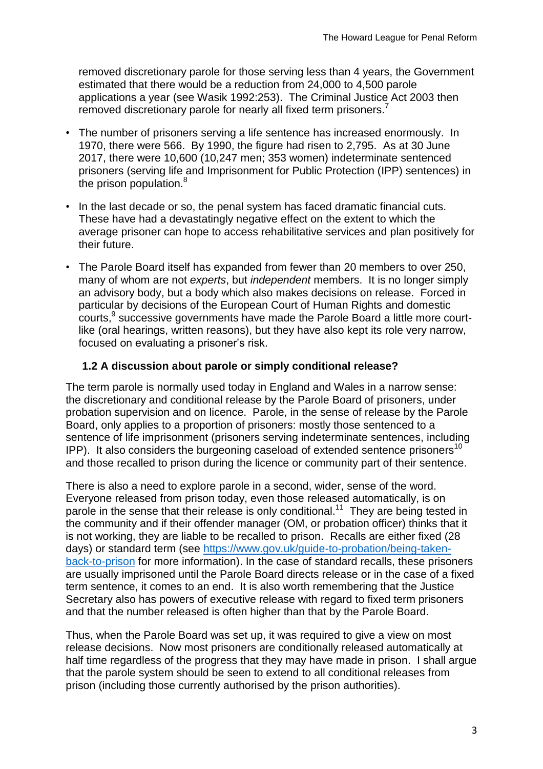removed discretionary parole for those serving less than 4 years, the Government estimated that there would be a reduction from 24,000 to 4,500 parole applications a year (see Wasik 1992:253). The Criminal Justice Act 2003 then removed discretionary parole for nearly all fixed term prisoners.[7]

- The number of prisoners serving a life sentence has increased enormously. In 1970, there were 566. By 1990, the figure had risen to 2,795. As at 30 June 2017, there were 10,600 (10,247 men; 353 women) indeterminate sentenced prisoners (serving life and Imprisonment for Public Protection (IPP) sentences) in the prison population.[8]
- In the last decade or so, the penal system has faced dramatic financial cuts. These have had a devastatingly negative effect on the extent to which the average prisoner can hope to access rehabilitative services and plan positively for their future.
- The Parole Board itself has expanded from fewer than 20 members to over 250, many of whom are not *experts*, but *independent* members. It is no longer simply an advisory body, but a body which also makes decisions on release. Forced in particular by decisions of the European Court of Human Rights and domestic courts,[9] successive governments have made the Parole Board a little more court-like (oral hearings, written reasons), but they have also kept its role very narrow, focused on evaluating a prisoner's risk.

### 1.2 A discussion about parole or simply conditional release?

The term parole is normally used today in England and Wales in a narrow sense: the discretionary and conditional release by the Parole Board of prisoners, under probation supervision and on licence. Parole, in the sense of release by the Parole Board, only applies to a proportion of prisoners: mostly those sentenced to a sentence of life imprisonment (prisoners serving indeterminate sentences, including IPP). It also considers the burgeoning caseload of extended sentence prisoners[10] and those recalled to prison during the licence or community part of their sentence.

There is also a need to explore parole in a second, wider, sense of the word. Everyone released from prison today, even those released automatically, is on parole in the sense that their release is only conditional.[11] They are being tested in the community and if their offender manager (OM, or probation officer) thinks that it is not working, they are liable to be recalled to prison. Recalls are either fixed (28 days) or standard term (see [https://www.gov.uk/guide-to-probation/being-taken-back-to-prison](https://www.gov.uk/guide-to-probation/being-taken-back-to-prison) for more information). In the case of standard recalls, these prisoners are usually imprisoned until the Parole Board directs release or in the case of a fixed term sentence, it comes to an end. It is also worth remembering that the Justice Secretary also has powers of executive release with regard to fixed term prisoners and that the number released is often higher than that by the Parole Board.

Thus, when the Parole Board was set up, it was required to give a view on most release decisions. Now most prisoners are conditionally released automatically at half time regardless of the progress that they may have made in prison. I shall argue that the parole system should be seen to extend to all conditional releases from prison (including those currently authorised by the prison authorities).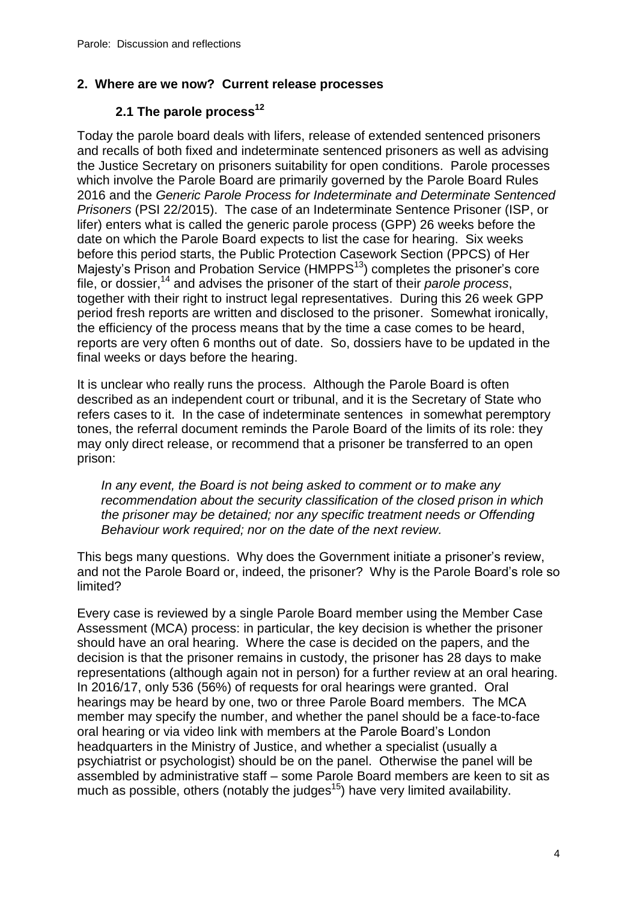## 2. Where are we now? Current release processes

### 2.1 The parole process[12]

Today the parole board deals with lifers, release of extended sentenced prisoners and recalls of both fixed and indeterminate sentenced prisoners as well as advising the Justice Secretary on prisoners suitability for open conditions. Parole processes which involve the Parole Board are primarily governed by the Parole Board Rules 2016 and the *Generic Parole Process for Indeterminate and Determinate Sentenced Prisoners* (PSI 22/2015). The case of an Indeterminate Sentence Prisoner (ISP, or lifer) enters what is called the generic parole process (GPP) 26 weeks before the date on which the Parole Board expects to list the case for hearing. Six weeks before this period starts, the Public Protection Casework Section (PPCS) of Her Majesty's Prison and Probation Service (HMPPS[13]) completes the prisoner's core file, or dossier,[14] and advises the prisoner of the start of their *parole process*, together with their right to instruct legal representatives. During this 26 week GPP period fresh reports are written and disclosed to the prisoner. Somewhat ironically, the efficiency of the process means that by the time a case comes to be heard, reports are very often 6 months out of date. So, dossiers have to be updated in the final weeks or days before the hearing.

It is unclear who really runs the process. Although the Parole Board is often described as an independent court or tribunal, and it is the Secretary of State who refers cases to it. In the case of indeterminate sentences in somewhat peremptory tones, the referral document reminds the Parole Board of the limits of its role: they may only direct release, or recommend that a prisoner be transferred to an open prison:

> *In any event, the Board is not being asked to comment or to make any recommendation about the security classification of the closed prison in which the prisoner may be detained; nor any specific treatment needs or Offending Behaviour work required; nor on the date of the next review.*

This begs many questions. Why does the Government initiate a prisoner's review, and not the Parole Board or, indeed, the prisoner? Why is the Parole Board's role so limited?

Every case is reviewed by a single Parole Board member using the Member Case Assessment (MCA) process: in particular, the key decision is whether the prisoner should have an oral hearing. Where the case is decided on the papers, and the decision is that the prisoner remains in custody, the prisoner has 28 days to make representations (although again not in person) for a further review at an oral hearing. In 2016/17, only 536 (56%) of requests for oral hearings were granted. Oral hearings may be heard by one, two or three Parole Board members. The MCA member may specify the number, and whether the panel should be a face-to-face oral hearing or via video link with members at the Parole Board's London headquarters in the Ministry of Justice, and whether a specialist (usually a psychiatrist or psychologist) should be on the panel. Otherwise the panel will be assembled by administrative staff – some Parole Board members are keen to sit as much as possible, others (notably the judges[15]) have very limited availability.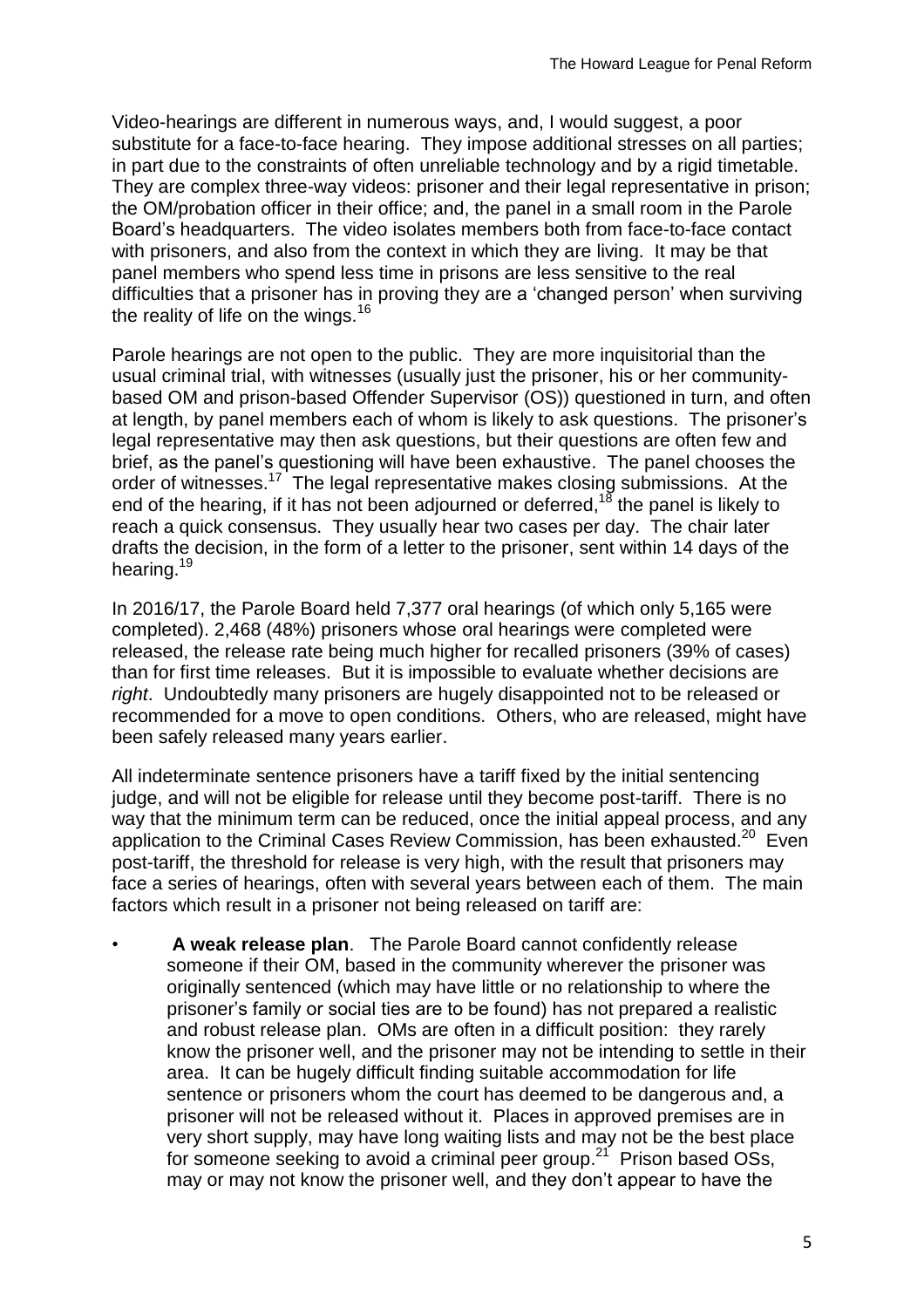Video-hearings are different in numerous ways, and, I would suggest, a poor substitute for a face-to-face hearing. They impose additional stresses on all parties; in part due to the constraints of often unreliable technology and by a rigid timetable. They are complex three-way videos: prisoner and their legal representative in prison; the OM/probation officer in their office; and, the panel in a small room in the Parole Board's headquarters. The video isolates members both from face-to-face contact with prisoners, and also from the context in which they are living. It may be that panel members who spend less time in prisons are less sensitive to the real difficulties that a prisoner has in proving they are a 'changed person' when surviving the reality of life on the wings.[16]

Parole hearings are not open to the public. They are more inquisitorial than the usual criminal trial, with witnesses (usually just the prisoner, his or her community-based OM and prison-based Offender Supervisor (OS)) questioned in turn, and often at length, by panel members each of whom is likely to ask questions. The prisoner's legal representative may then ask questions, but their questions are often few and brief, as the panel's questioning will have been exhaustive. The panel chooses the order of witnesses.[17] The legal representative makes closing submissions. At the end of the hearing, if it has not been adjourned or deferred,[18] the panel is likely to reach a quick consensus. They usually hear two cases per day. The chair later drafts the decision, in the form of a letter to the prisoner, sent within 14 days of the hearing.[19]

In 2016/17, the Parole Board held 7,377 oral hearings (of which only 5,165 were completed). 2,468 (48%) prisoners whose oral hearings were completed were released, the release rate being much higher for recalled prisoners (39% of cases) than for first time releases. But it is impossible to evaluate whether decisions are *right*. Undoubtedly many prisoners are hugely disappointed not to be released or recommended for a move to open conditions. Others, who are released, might have been safely released many years earlier.

All indeterminate sentence prisoners have a tariff fixed by the initial sentencing judge, and will not be eligible for release until they become post-tariff. There is no way that the minimum term can be reduced, once the initial appeal process, and any application to the Criminal Cases Review Commission, has been exhausted.[20] Even post-tariff, the threshold for release is very high, with the result that prisoners may face a series of hearings, often with several years between each of them. The main factors which result in a prisoner not being released on tariff are:

- **A weak release plan**. The Parole Board cannot confidently release someone if their OM, based in the community wherever the prisoner was originally sentenced (which may have little or no relationship to where the prisoner's family or social ties are to be found) has not prepared a realistic and robust release plan. OMs are often in a difficult position: they rarely know the prisoner well, and the prisoner may not be intending to settle in their area. It can be hugely difficult finding suitable accommodation for life sentence or prisoners whom the court has deemed to be dangerous and, a prisoner will not be released without it. Places in approved premises are in very short supply, may have long waiting lists and may not be the best place for someone seeking to avoid a criminal peer group.[21] Prison based OSs, may or may not know the prisoner well, and they don't appear to have the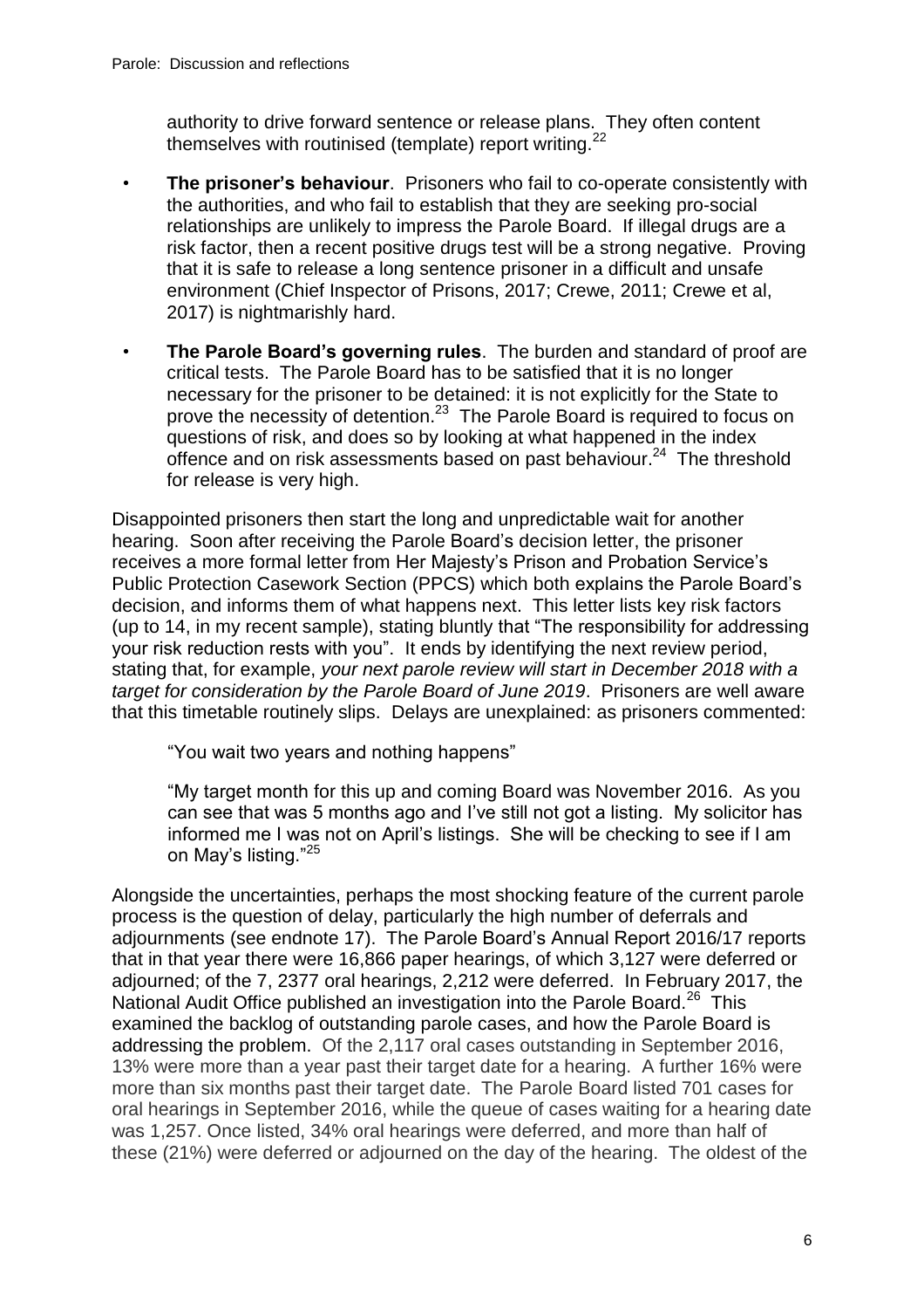authority to drive forward sentence or release plans. They often content themselves with routinised (template) report writing.[22]

- **The prisoner's behaviour**. Prisoners who fail to co-operate consistently with the authorities, and who fail to establish that they are seeking pro-social relationships are unlikely to impress the Parole Board. If illegal drugs are a risk factor, then a recent positive drugs test will be a strong negative. Proving that it is safe to release a long sentence prisoner in a difficult and unsafe environment (Chief Inspector of Prisons, 2017; Crewe, 2011; Crewe et al, 2017) is nightmarishly hard.

- **The Parole Board's governing rules**. The burden and standard of proof are critical tests. The Parole Board has to be satisfied that it is no longer necessary for the prisoner to be detained: it is not explicitly for the State to prove the necessity of detention.[23] The Parole Board is required to focus on questions of risk, and does so by looking at what happened in the index offence and on risk assessments based on past behaviour.[24] The threshold for release is very high.

Disappointed prisoners then start the long and unpredictable wait for another hearing. Soon after receiving the Parole Board's decision letter, the prisoner receives a more formal letter from Her Majesty's Prison and Probation Service's Public Protection Casework Section (PPCS) which both explains the Parole Board's decision, and informs them of what happens next. This letter lists key risk factors (up to 14, in my recent sample), stating bluntly that "The responsibility for addressing your risk reduction rests with you". It ends by identifying the next review period, stating that, for example, *your next parole review will start in December 2018 with a target for consideration by the Parole Board of June 2019*. Prisoners are well aware that this timetable routinely slips. Delays are unexplained: as prisoners commented:

> "You wait two years and nothing happens"
>
> "My target month for this up and coming Board was November 2016. As you can see that was 5 months ago and I've still not got a listing. My solicitor has informed me I was not on April's listings. She will be checking to see if I am on May's listing."[25]

Alongside the uncertainties, perhaps the most shocking feature of the current parole process is the question of delay, particularly the high number of deferrals and adjournments (see endnote 17). The Parole Board's Annual Report 2016/17 reports that in that year there were 16,866 paper hearings, of which 3,127 were deferred or adjourned; of the 7, 2377 oral hearings, 2,212 were deferred. In February 2017, the National Audit Office published an investigation into the Parole Board.[26] This examined the backlog of outstanding parole cases, and how the Parole Board is addressing the problem. Of the 2,117 oral cases outstanding in September 2016, 13% were more than a year past their target date for a hearing. A further 16% were more than six months past their target date. The Parole Board listed 701 cases for oral hearings in September 2016, while the queue of cases waiting for a hearing date was 1,257. Once listed, 34% oral hearings were deferred, and more than half of these (21%) were deferred or adjourned on the day of the hearing. The oldest of the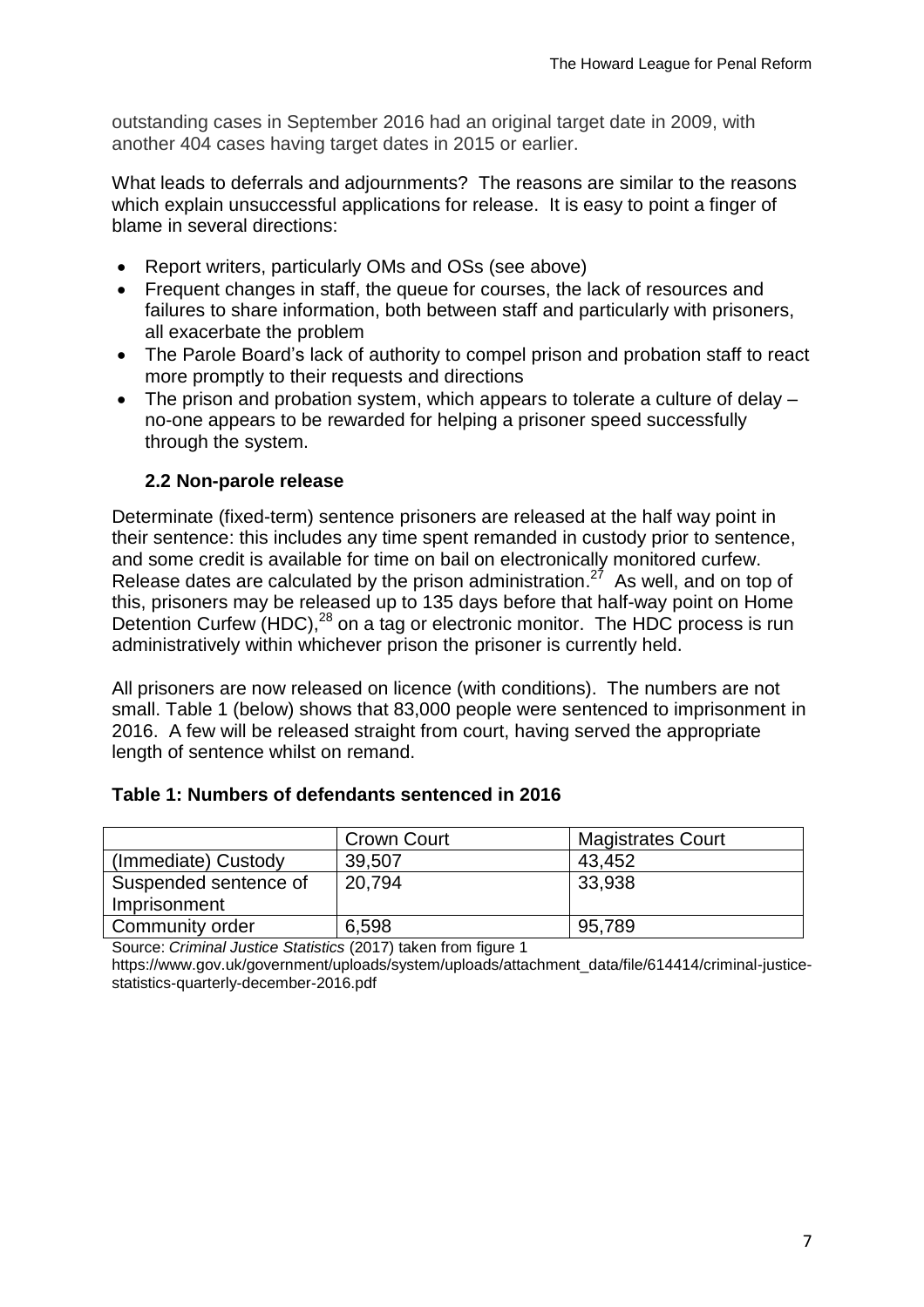outstanding cases in September 2016 had an original target date in 2009, with another 404 cases having target dates in 2015 or earlier.

What leads to deferrals and adjournments? The reasons are similar to the reasons which explain unsuccessful applications for release. It is easy to point a finger of blame in several directions:

- Report writers, particularly OMs and OSs (see above)
- Frequent changes in staff, the queue for courses, the lack of resources and failures to share information, both between staff and particularly with prisoners, all exacerbate the problem
- The Parole Board's lack of authority to compel prison and probation staff to react more promptly to their requests and directions
- The prison and probation system, which appears to tolerate a culture of delay – no-one appears to be rewarded for helping a prisoner speed successfully through the system.

### 2.2 Non-parole release

Determinate (fixed-term) sentence prisoners are released at the half way point in their sentence: this includes any time spent remanded in custody prior to sentence, and some credit is available for time on bail on electronically monitored curfew. Release dates are calculated by the prison administration.[27] As well, and on top of this, prisoners may be released up to 135 days before that half-way point on Home Detention Curfew (HDC),[28] on a tag or electronic monitor. The HDC process is run administratively within whichever prison the prisoner is currently held.

All prisoners are now released on licence (with conditions). The numbers are not small. Table 1 (below) shows that 83,000 people were sentenced to imprisonment in 2016. A few will be released straight from court, having served the appropriate length of sentence whilst on remand.

**Table 1: Numbers of defendants sentenced in 2016**

| | Crown Court | Magistrates Court |
|---|---|---|
| (Immediate) Custody | 39,507 | 43,452 |
| Suspended sentence of Imprisonment | 20,794 | 33,938 |
| Community order | 6,598 | 95,789 |

Source: *Criminal Justice Statistics* (2017) taken from figure 1
https://www.gov.uk/government/uploads/system/uploads/attachment_data/file/614414/criminal-justice-statistics-quarterly-december-2016.pdf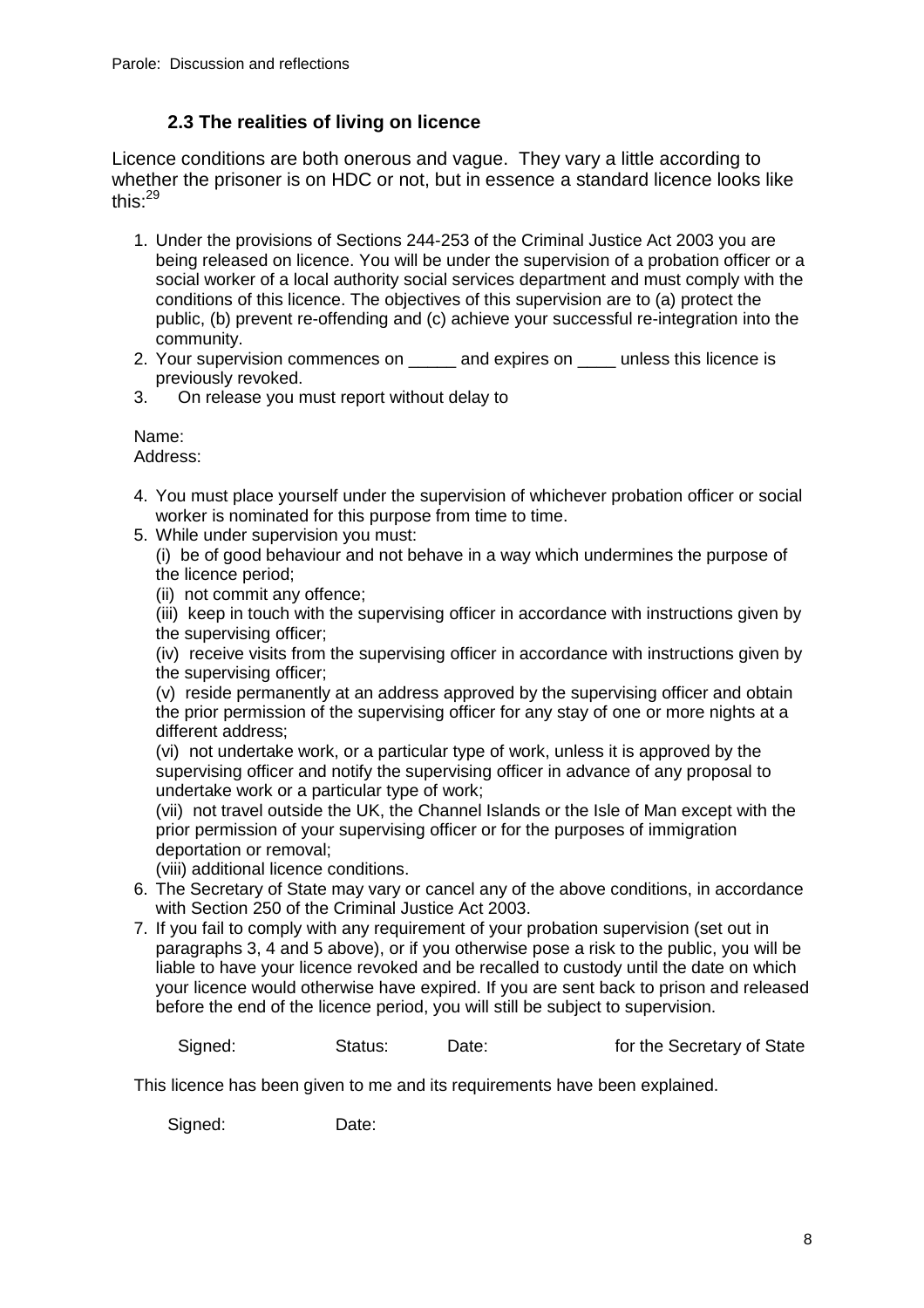### 2.3 The realities of living on licence

Licence conditions are both onerous and vague. They vary a little according to whether the prisoner is on HDC or not, but in essence a standard licence looks like this:[29]

1. Under the provisions of Sections 244-253 of the Criminal Justice Act 2003 you are being released on licence. You will be under the supervision of a probation officer or a social worker of a local authority social services department and must comply with the conditions of this licence. The objectives of this supervision are to (a) protect the public, (b) prevent re-offending and (c) achieve your successful re-integration into the community.
2. Your supervision commences on _____ and expires on ____ unless this licence is previously revoked.
3. On release you must report without delay to

   Name:
   Address:

4. You must place yourself under the supervision of whichever probation officer or social worker is nominated for this purpose from time to time.
5. While under supervision you must:
   (i) be of good behaviour and not behave in a way which undermines the purpose of the licence period;
   (ii) not commit any offence;
   (iii) keep in touch with the supervising officer in accordance with instructions given by the supervising officer;
   (iv) receive visits from the supervising officer in accordance with instructions given by the supervising officer;
   (v) reside permanently at an address approved by the supervising officer and obtain the prior permission of the supervising officer for any stay of one or more nights at a different address;
   (vi) not undertake work, or a particular type of work, unless it is approved by the supervising officer and notify the supervising officer in advance of any proposal to undertake work or a particular type of work;
   (vii) not travel outside the UK, the Channel Islands or the Isle of Man except with the prior permission of your supervising officer or for the purposes of immigration deportation or removal;
   (viii) additional licence conditions.
6. The Secretary of State may vary or cancel any of the above conditions, in accordance with Section 250 of the Criminal Justice Act 2003.
7. If you fail to comply with any requirement of your probation supervision (set out in paragraphs 3, 4 and 5 above), or if you otherwise pose a risk to the public, you will be liable to have your licence revoked and be recalled to custody until the date on which your licence would otherwise have expired. If you are sent back to prison and released before the end of the licence period, you will still be subject to supervision.

Signed: Status: Date: for the Secretary of State

This licence has been given to me and its requirements have been explained.

Signed: Date: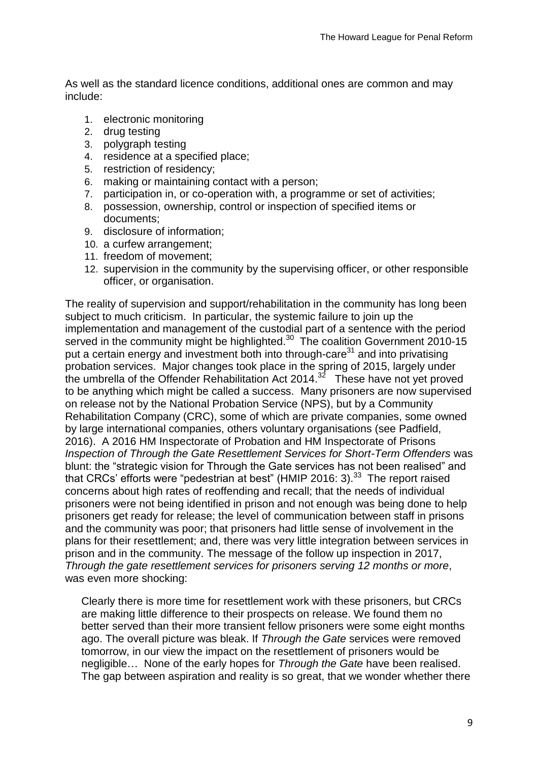As well as the standard licence conditions, additional ones are common and may include:

1. electronic monitoring
2. drug testing
3. polygraph testing
4. residence at a specified place;
5. restriction of residency;
6. making or maintaining contact with a person;
7. participation in, or co-operation with, a programme or set of activities;
8. possession, ownership, control or inspection of specified items or documents;
9. disclosure of information;
10. a curfew arrangement;
11. freedom of movement;
12. supervision in the community by the supervising officer, or other responsible officer, or organisation.

The reality of supervision and support/rehabilitation in the community has long been subject to much criticism. In particular, the systemic failure to join up the implementation and management of the custodial part of a sentence with the period served in the community might be highlighted.[30] The coalition Government 2010-15 put a certain energy and investment both into through-care[31] and into privatising probation services. Major changes took place in the spring of 2015, largely under the umbrella of the Offender Rehabilitation Act 2014.[32] These have not yet proved to be anything which might be called a success. Many prisoners are now supervised on release not by the National Probation Service (NPS), but by a Community Rehabilitation Company (CRC), some of which are private companies, some owned by large international companies, others voluntary organisations (see Padfield, 2016). A 2016 HM Inspectorate of Probation and HM Inspectorate of Prisons *Inspection of Through the Gate Resettlement Services for Short-Term Offenders* was blunt: the "strategic vision for Through the Gate services has not been realised" and that CRCs' efforts were "pedestrian at best" (HMIP 2016: 3).[33] The report raised concerns about high rates of reoffending and recall; that the needs of individual prisoners were not being identified in prison and not enough was being done to help prisoners get ready for release; the level of communication between staff in prisons and the community was poor; that prisoners had little sense of involvement in the plans for their resettlement; and, there was very little integration between services in prison and in the community. The message of the follow up inspection in 2017, *Through the gate resettlement services for prisoners serving 12 months or more*, was even more shocking:

> Clearly there is more time for resettlement work with these prisoners, but CRCs are making little difference to their prospects on release. We found them no better served than their more transient fellow prisoners were some eight months ago. The overall picture was bleak. If *Through the Gate* services were removed tomorrow, in our view the impact on the resettlement of prisoners would be negligible… None of the early hopes for *Through the Gate* have been realised. The gap between aspiration and reality is so great, that we wonder whether there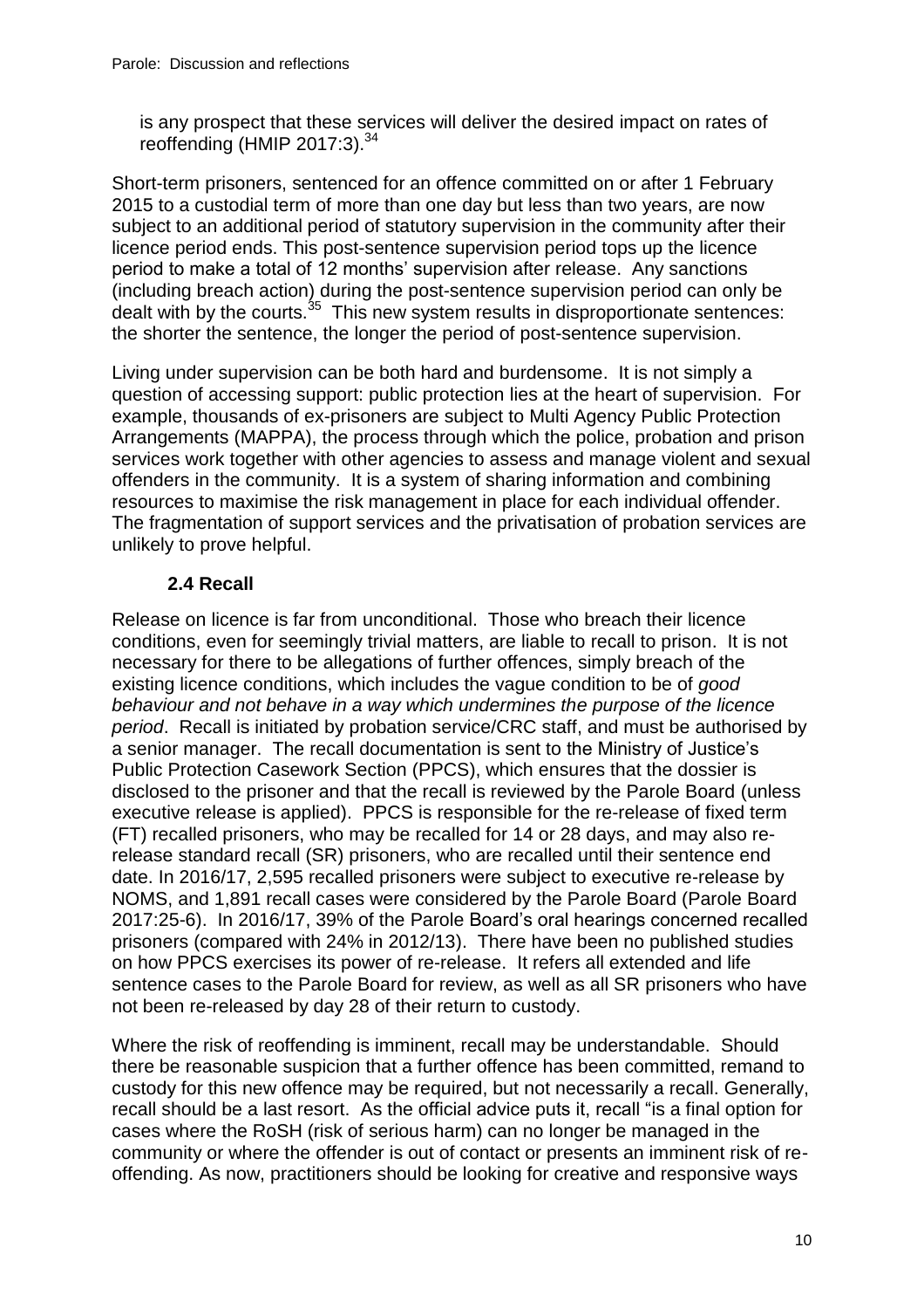is any prospect that these services will deliver the desired impact on rates of reoffending (HMIP 2017:3).[34]

Short-term prisoners, sentenced for an offence committed on or after 1 February 2015 to a custodial term of more than one day but less than two years, are now subject to an additional period of statutory supervision in the community after their licence period ends. This post-sentence supervision period tops up the licence period to make a total of 12 months' supervision after release. Any sanctions (including breach action) during the post-sentence supervision period can only be dealt with by the courts.[35] This new system results in disproportionate sentences: the shorter the sentence, the longer the period of post-sentence supervision.

Living under supervision can be both hard and burdensome. It is not simply a question of accessing support: public protection lies at the heart of supervision. For example, thousands of ex-prisoners are subject to Multi Agency Public Protection Arrangements (MAPPA), the process through which the police, probation and prison services work together with other agencies to assess and manage violent and sexual offenders in the community. It is a system of sharing information and combining resources to maximise the risk management in place for each individual offender. The fragmentation of support services and the privatisation of probation services are unlikely to prove helpful.

### 2.4 Recall

Release on licence is far from unconditional. Those who breach their licence conditions, even for seemingly trivial matters, are liable to recall to prison. It is not necessary for there to be allegations of further offences, simply breach of the existing licence conditions, which includes the vague condition to be of *good behaviour and not behave in a way which undermines the purpose of the licence period*. Recall is initiated by probation service/CRC staff, and must be authorised by a senior manager. The recall documentation is sent to the Ministry of Justice's Public Protection Casework Section (PPCS), which ensures that the dossier is disclosed to the prisoner and that the recall is reviewed by the Parole Board (unless executive release is applied). PPCS is responsible for the re-release of fixed term (FT) recalled prisoners, who may be recalled for 14 or 28 days, and may also re-release standard recall (SR) prisoners, who are recalled until their sentence end date. In 2016/17, 2,595 recalled prisoners were subject to executive re-release by NOMS, and 1,891 recall cases were considered by the Parole Board (Parole Board 2017:25-6). In 2016/17, 39% of the Parole Board's oral hearings concerned recalled prisoners (compared with 24% in 2012/13). There have been no published studies on how PPCS exercises its power of re-release. It refers all extended and life sentence cases to the Parole Board for review, as well as all SR prisoners who have not been re-released by day 28 of their return to custody.

Where the risk of reoffending is imminent, recall may be understandable. Should there be reasonable suspicion that a further offence has been committed, remand to custody for this new offence may be required, but not necessarily a recall. Generally, recall should be a last resort. As the official advice puts it, recall "is a final option for cases where the RoSH (risk of serious harm) can no longer be managed in the community or where the offender is out of contact or presents an imminent risk of re-offending. As now, practitioners should be looking for creative and responsive ways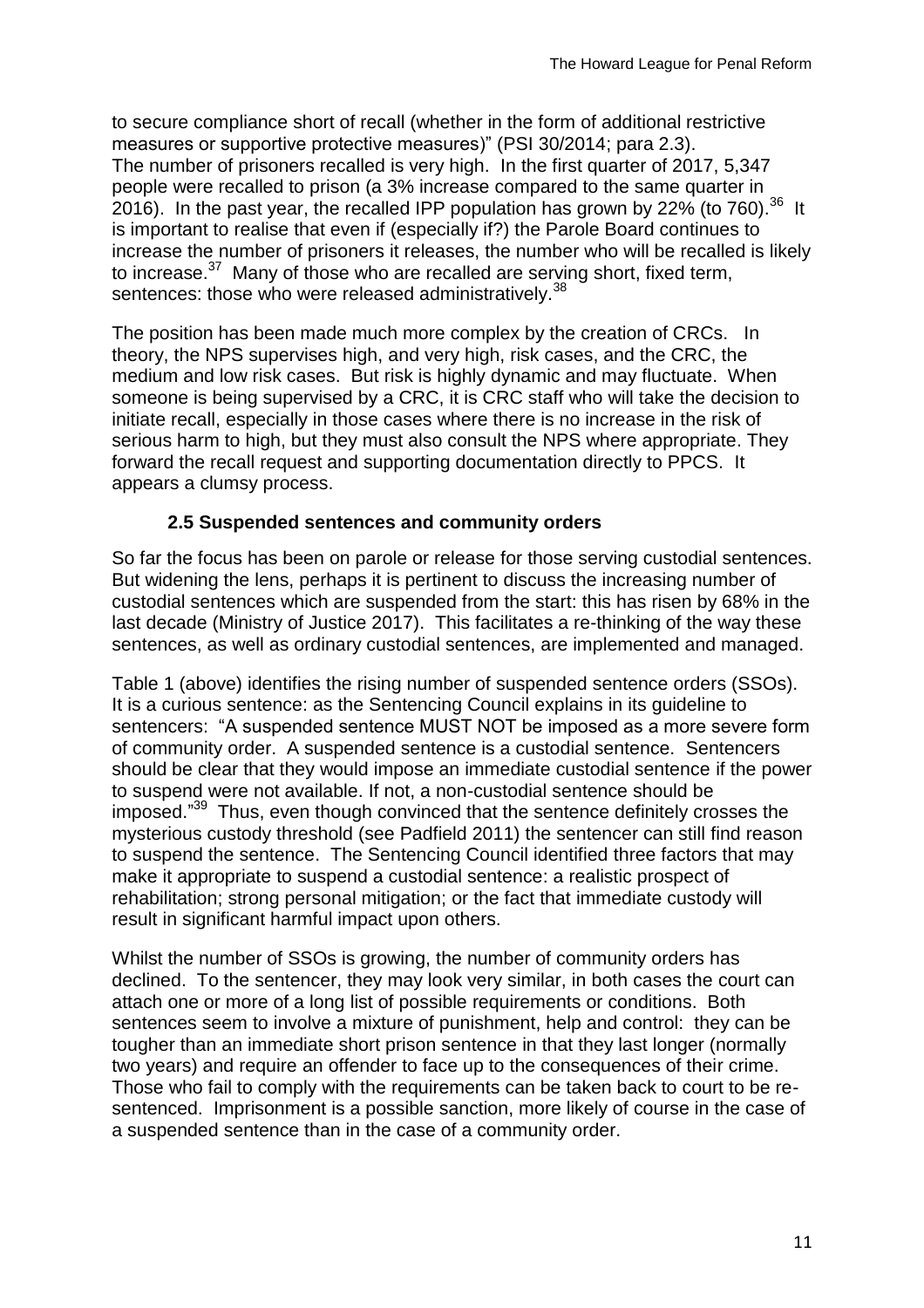to secure compliance short of recall (whether in the form of additional restrictive measures or supportive protective measures)" (PSI 30/2014; para 2.3).
The number of prisoners recalled is very high. In the first quarter of 2017, 5,347 people were recalled to prison (a 3% increase compared to the same quarter in 2016). In the past year, the recalled IPP population has grown by 22% (to 760).[36] It is important to realise that even if (especially if?) the Parole Board continues to increase the number of prisoners it releases, the number who will be recalled is likely to increase.[37] Many of those who are recalled are serving short, fixed term, sentences: those who were released administratively.[38]

The position has been made much more complex by the creation of CRCs. In theory, the NPS supervises high, and very high, risk cases, and the CRC, the medium and low risk cases. But risk is highly dynamic and may fluctuate. When someone is being supervised by a CRC, it is CRC staff who will take the decision to initiate recall, especially in those cases where there is no increase in the risk of serious harm to high, but they must also consult the NPS where appropriate. They forward the recall request and supporting documentation directly to PPCS. It appears a clumsy process.

### 2.5 Suspended sentences and community orders

So far the focus has been on parole or release for those serving custodial sentences. But widening the lens, perhaps it is pertinent to discuss the increasing number of custodial sentences which are suspended from the start: this has risen by 68% in the last decade (Ministry of Justice 2017). This facilitates a re-thinking of the way these sentences, as well as ordinary custodial sentences, are implemented and managed.

Table 1 (above) identifies the rising number of suspended sentence orders (SSOs). It is a curious sentence: as the Sentencing Council explains in its guideline to sentencers: "A suspended sentence MUST NOT be imposed as a more severe form of community order. A suspended sentence is a custodial sentence. Sentencers should be clear that they would impose an immediate custodial sentence if the power to suspend were not available. If not, a non-custodial sentence should be imposed."[39] Thus, even though convinced that the sentence definitely crosses the mysterious custody threshold (see Padfield 2011) the sentencer can still find reason to suspend the sentence. The Sentencing Council identified three factors that may make it appropriate to suspend a custodial sentence: a realistic prospect of rehabilitation; strong personal mitigation; or the fact that immediate custody will result in significant harmful impact upon others.

Whilst the number of SSOs is growing, the number of community orders has declined. To the sentencer, they may look very similar, in both cases the court can attach one or more of a long list of possible requirements or conditions. Both sentences seem to involve a mixture of punishment, help and control: they can be tougher than an immediate short prison sentence in that they last longer (normally two years) and require an offender to face up to the consequences of their crime. Those who fail to comply with the requirements can be taken back to court to be re-sentenced. Imprisonment is a possible sanction, more likely of course in the case of a suspended sentence than in the case of a community order.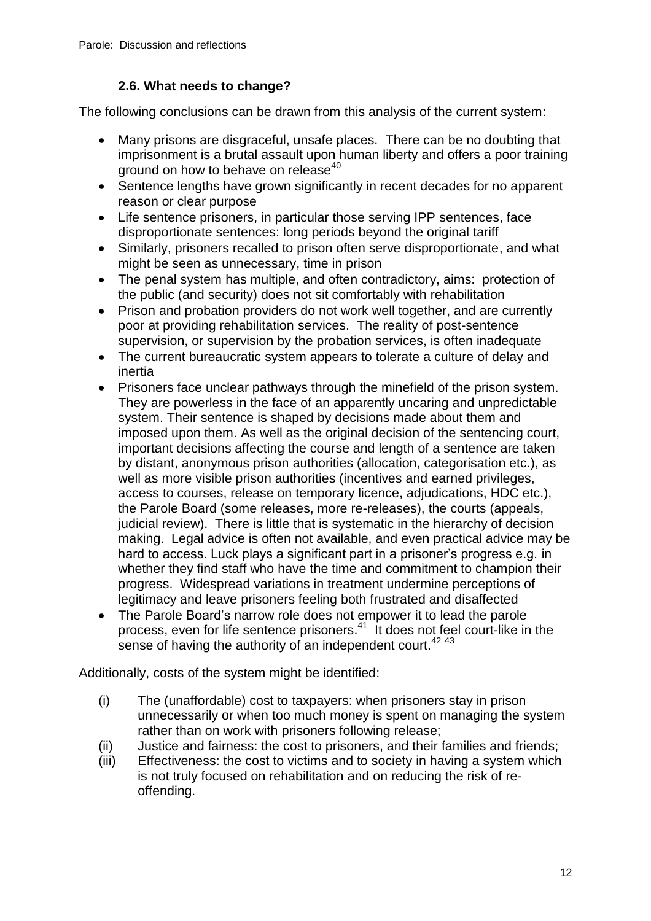### 2.6. What needs to change?

The following conclusions can be drawn from this analysis of the current system:

- Many prisons are disgraceful, unsafe places. There can be no doubting that imprisonment is a brutal assault upon human liberty and offers a poor training ground on how to behave on release[40]
- Sentence lengths have grown significantly in recent decades for no apparent reason or clear purpose
- Life sentence prisoners, in particular those serving IPP sentences, face disproportionate sentences: long periods beyond the original tariff
- Similarly, prisoners recalled to prison often serve disproportionate, and what might be seen as unnecessary, time in prison
- The penal system has multiple, and often contradictory, aims: protection of the public (and security) does not sit comfortably with rehabilitation
- Prison and probation providers do not work well together, and are currently poor at providing rehabilitation services. The reality of post-sentence supervision, or supervision by the probation services, is often inadequate
- The current bureaucratic system appears to tolerate a culture of delay and inertia
- Prisoners face unclear pathways through the minefield of the prison system. They are powerless in the face of an apparently uncaring and unpredictable system. Their sentence is shaped by decisions made about them and imposed upon them. As well as the original decision of the sentencing court, important decisions affecting the course and length of a sentence are taken by distant, anonymous prison authorities (allocation, categorisation etc.), as well as more visible prison authorities (incentives and earned privileges, access to courses, release on temporary licence, adjudications, HDC etc.), the Parole Board (some releases, more re-releases), the courts (appeals, judicial review). There is little that is systematic in the hierarchy of decision making. Legal advice is often not available, and even practical advice may be hard to access. Luck plays a significant part in a prisoner's progress e.g. in whether they find staff who have the time and commitment to champion their progress. Widespread variations in treatment undermine perceptions of legitimacy and leave prisoners feeling both frustrated and disaffected
- The Parole Board's narrow role does not empower it to lead the parole process, even for life sentence prisoners.[41] It does not feel court-like in the sense of having the authority of an independent court.[42] [43]

Additionally, costs of the system might be identified:

(i) The (unaffordable) cost to taxpayers: when prisoners stay in prison unnecessarily or when too much money is spent on managing the system rather than on work with prisoners following release;

(ii) Justice and fairness: the cost to prisoners, and their families and friends;

(iii) Effectiveness: the cost to victims and to society in having a system which is not truly focused on rehabilitation and on reducing the risk of re-offending.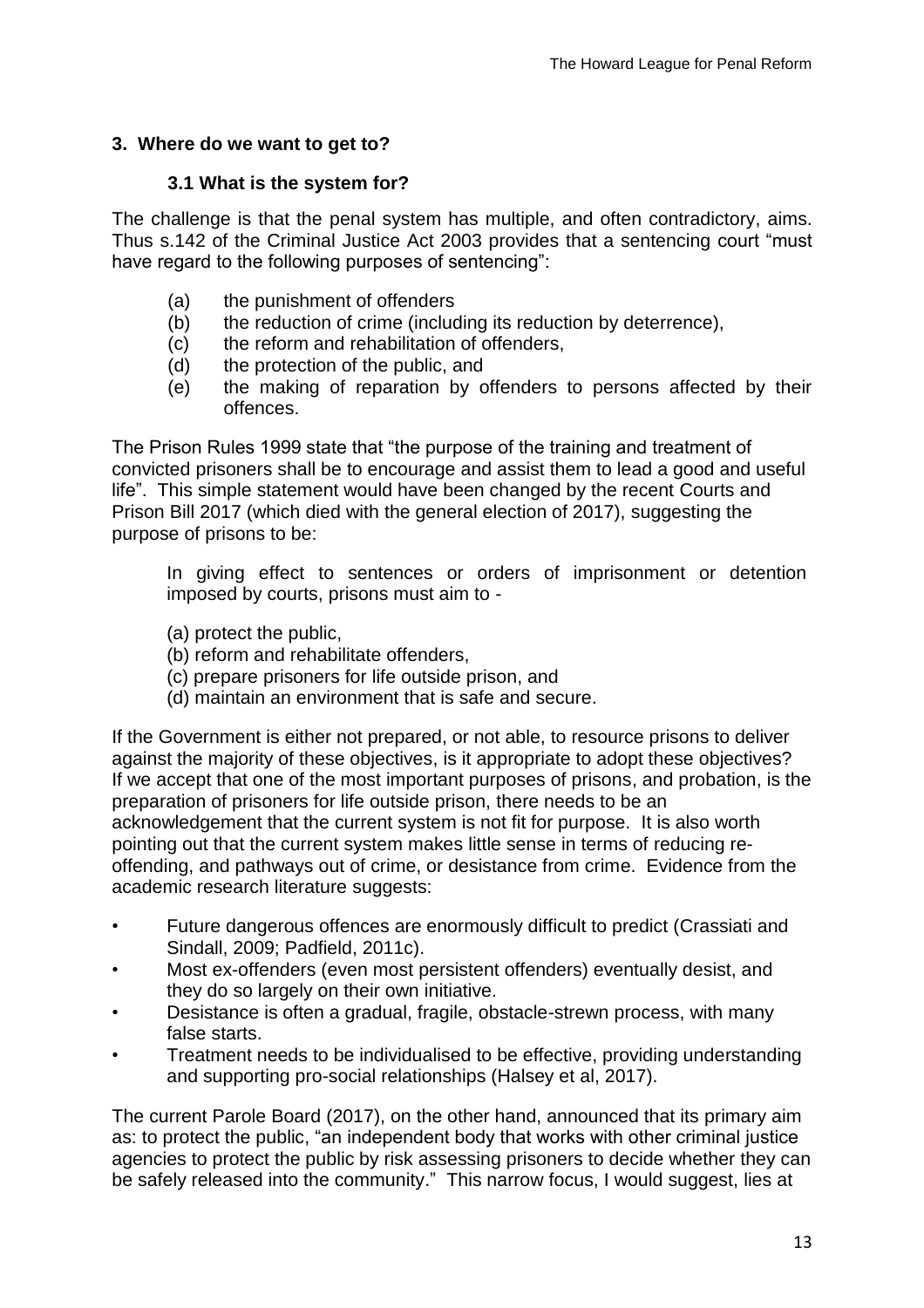## 3. Where do we want to get to?

### 3.1 What is the system for?

The challenge is that the penal system has multiple, and often contradictory, aims. Thus s.142 of the Criminal Justice Act 2003 provides that a sentencing court "must have regard to the following purposes of sentencing":

(a) the punishment of offenders
(b) the reduction of crime (including its reduction by deterrence),
(c) the reform and rehabilitation of offenders,
(d) the protection of the public, and
(e) the making of reparation by offenders to persons affected by their offences.

The Prison Rules 1999 state that "the purpose of the training and treatment of convicted prisoners shall be to encourage and assist them to lead a good and useful life". This simple statement would have been changed by the recent Courts and Prison Bill 2017 (which died with the general election of 2017), suggesting the purpose of prisons to be:

> In giving effect to sentences or orders of imprisonment or detention imposed by courts, prisons must aim to -
>
> (a) protect the public,
> (b) reform and rehabilitate offenders,
> (c) prepare prisoners for life outside prison, and
> (d) maintain an environment that is safe and secure.

If the Government is either not prepared, or not able, to resource prisons to deliver against the majority of these objectives, is it appropriate to adopt these objectives? If we accept that one of the most important purposes of prisons, and probation, is the preparation of prisoners for life outside prison, there needs to be an acknowledgement that the current system is not fit for purpose. It is also worth pointing out that the current system makes little sense in terms of reducing re-offending, and pathways out of crime, or desistance from crime. Evidence from the academic research literature suggests:

- Future dangerous offences are enormously difficult to predict (Crassiati and Sindall, 2009; Padfield, 2011c).
- Most ex-offenders (even most persistent offenders) eventually desist, and they do so largely on their own initiative.
- Desistance is often a gradual, fragile, obstacle-strewn process, with many false starts.
- Treatment needs to be individualised to be effective, providing understanding and supporting pro-social relationships (Halsey et al, 2017).

The current Parole Board (2017), on the other hand, announced that its primary aim as: to protect the public, "an independent body that works with other criminal justice agencies to protect the public by risk assessing prisoners to decide whether they can be safely released into the community." This narrow focus, I would suggest, lies at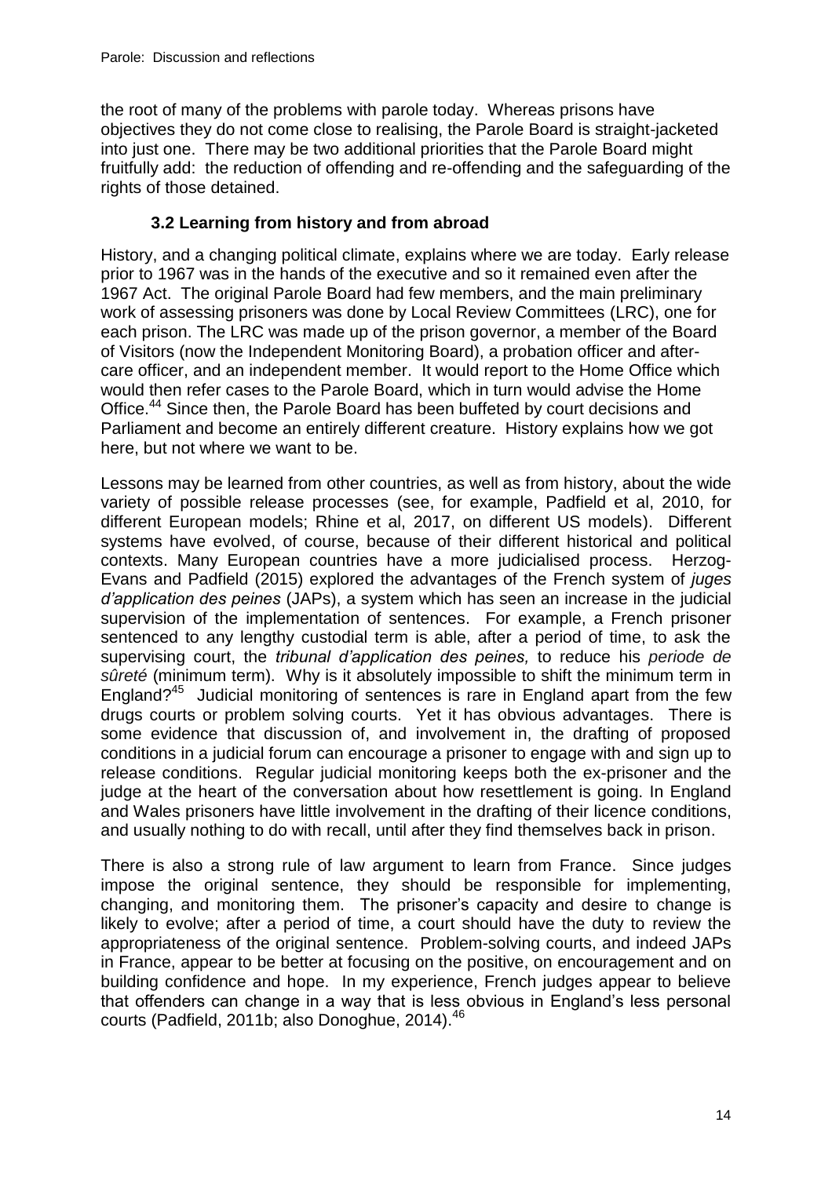the root of many of the problems with parole today. Whereas prisons have objectives they do not come close to realising, the Parole Board is straight-jacketed into just one. There may be two additional priorities that the Parole Board might fruitfully add: the reduction of offending and re-offending and the safeguarding of the rights of those detained.

### 3.2 Learning from history and from abroad

History, and a changing political climate, explains where we are today. Early release prior to 1967 was in the hands of the executive and so it remained even after the 1967 Act. The original Parole Board had few members, and the main preliminary work of assessing prisoners was done by Local Review Committees (LRC), one for each prison. The LRC was made up of the prison governor, a member of the Board of Visitors (now the Independent Monitoring Board), a probation officer and after-care officer, and an independent member. It would report to the Home Office which would then refer cases to the Parole Board, which in turn would advise the Home Office.[44] Since then, the Parole Board has been buffeted by court decisions and Parliament and become an entirely different creature. History explains how we got here, but not where we want to be.

Lessons may be learned from other countries, as well as from history, about the wide variety of possible release processes (see, for example, Padfield et al, 2010, for different European models; Rhine et al, 2017, on different US models). Different systems have evolved, of course, because of their different historical and political contexts. Many European countries have a more judicialised process. Herzog-Evans and Padfield (2015) explored the advantages of the French system of *juges d'application des peines* (JAPs), a system which has seen an increase in the judicial supervision of the implementation of sentences. For example, a French prisoner sentenced to any lengthy custodial term is able, after a period of time, to ask the supervising court, the *tribunal d'application des peines,* to reduce his *periode de sûreté* (minimum term). Why is it absolutely impossible to shift the minimum term in England?[45] Judicial monitoring of sentences is rare in England apart from the few drugs courts or problem solving courts. Yet it has obvious advantages. There is some evidence that discussion of, and involvement in, the drafting of proposed conditions in a judicial forum can encourage a prisoner to engage with and sign up to release conditions. Regular judicial monitoring keeps both the ex-prisoner and the judge at the heart of the conversation about how resettlement is going. In England and Wales prisoners have little involvement in the drafting of their licence conditions, and usually nothing to do with recall, until after they find themselves back in prison.

There is also a strong rule of law argument to learn from France. Since judges impose the original sentence, they should be responsible for implementing, changing, and monitoring them. The prisoner's capacity and desire to change is likely to evolve; after a period of time, a court should have the duty to review the appropriateness of the original sentence. Problem-solving courts, and indeed JAPs in France, appear to be better at focusing on the positive, on encouragement and on building confidence and hope. In my experience, French judges appear to believe that offenders can change in a way that is less obvious in England's less personal courts (Padfield, 2011b; also Donoghue, 2014).[46]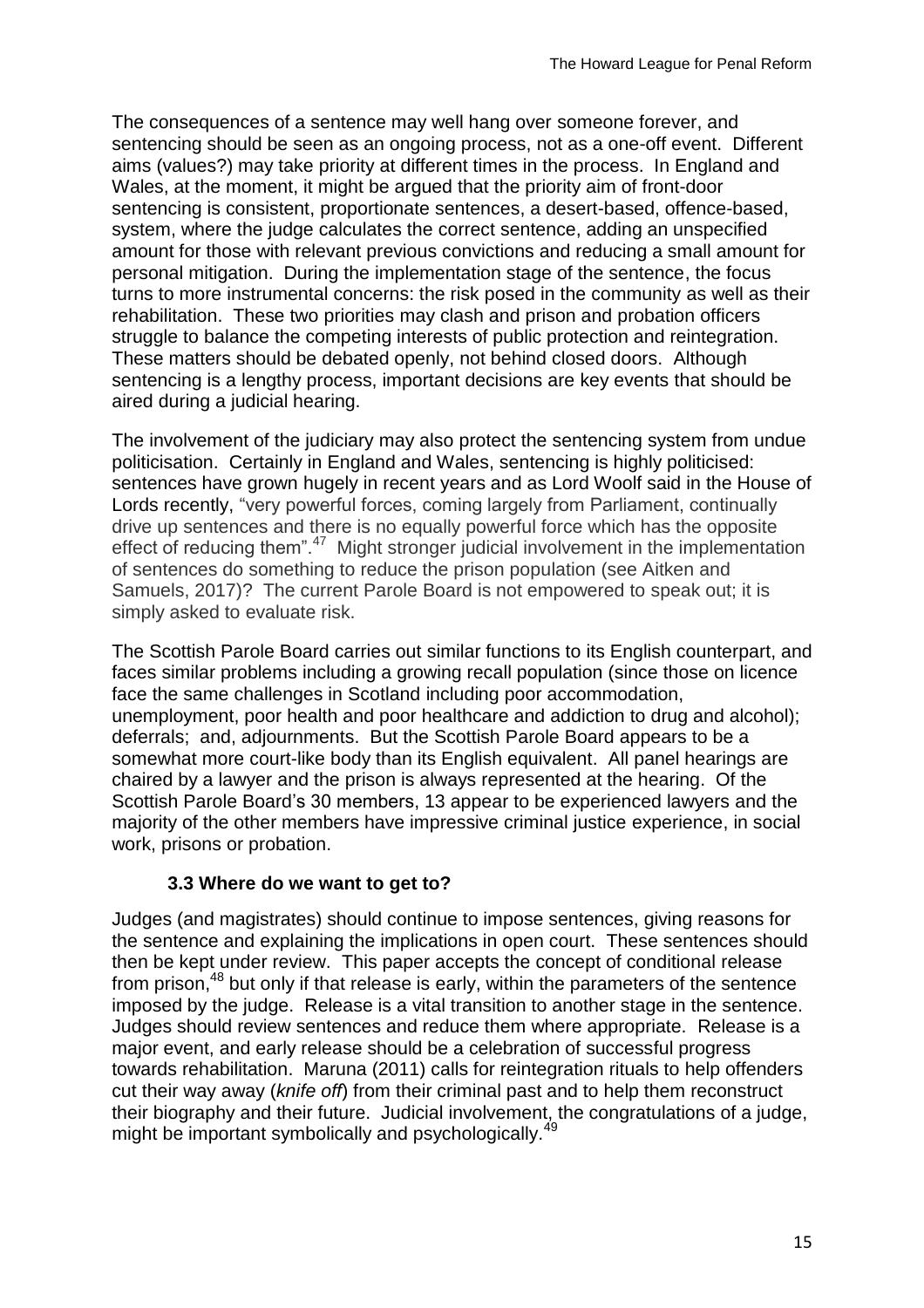The consequences of a sentence may well hang over someone forever, and sentencing should be seen as an ongoing process, not as a one-off event. Different aims (values?) may take priority at different times in the process. In England and Wales, at the moment, it might be argued that the priority aim of front-door sentencing is consistent, proportionate sentences, a desert-based, offence-based, system, where the judge calculates the correct sentence, adding an unspecified amount for those with relevant previous convictions and reducing a small amount for personal mitigation. During the implementation stage of the sentence, the focus turns to more instrumental concerns: the risk posed in the community as well as their rehabilitation. These two priorities may clash and prison and probation officers struggle to balance the competing interests of public protection and reintegration. These matters should be debated openly, not behind closed doors. Although sentencing is a lengthy process, important decisions are key events that should be aired during a judicial hearing.

The involvement of the judiciary may also protect the sentencing system from undue politicisation. Certainly in England and Wales, sentencing is highly politicised: sentences have grown hugely in recent years and as Lord Woolf said in the House of Lords recently, "very powerful forces, coming largely from Parliament, continually drive up sentences and there is no equally powerful force which has the opposite effect of reducing them".[47] Might stronger judicial involvement in the implementation of sentences do something to reduce the prison population (see Aitken and Samuels, 2017)? The current Parole Board is not empowered to speak out; it is simply asked to evaluate risk.

The Scottish Parole Board carries out similar functions to its English counterpart, and faces similar problems including a growing recall population (since those on licence face the same challenges in Scotland including poor accommodation, unemployment, poor health and poor healthcare and addiction to drug and alcohol); deferrals; and, adjournments. But the Scottish Parole Board appears to be a somewhat more court-like body than its English equivalent. All panel hearings are chaired by a lawyer and the prison is always represented at the hearing. Of the Scottish Parole Board's 30 members, 13 appear to be experienced lawyers and the majority of the other members have impressive criminal justice experience, in social work, prisons or probation.

### 3.3 Where do we want to get to?

Judges (and magistrates) should continue to impose sentences, giving reasons for the sentence and explaining the implications in open court. These sentences should then be kept under review. This paper accepts the concept of conditional release from prison,[48] but only if that release is early, within the parameters of the sentence imposed by the judge. Release is a vital transition to another stage in the sentence. Judges should review sentences and reduce them where appropriate. Release is a major event, and early release should be a celebration of successful progress towards rehabilitation. Maruna (2011) calls for reintegration rituals to help offenders cut their way away (*knife off*) from their criminal past and to help them reconstruct their biography and their future. Judicial involvement, the congratulations of a judge, might be important symbolically and psychologically.[49]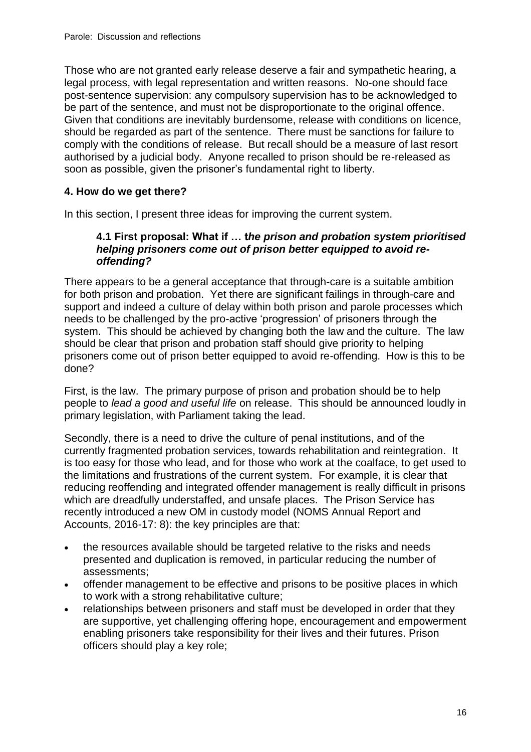Those who are not granted early release deserve a fair and sympathetic hearing, a legal process, with legal representation and written reasons. No-one should face post-sentence supervision: any compulsory supervision has to be acknowledged to be part of the sentence, and must not be disproportionate to the original offence. Given that conditions are inevitably burdensome, release with conditions on licence, should be regarded as part of the sentence. There must be sanctions for failure to comply with the conditions of release. But recall should be a measure of last resort authorised by a judicial body. Anyone recalled to prison should be re-released as soon as possible, given the prisoner's fundamental right to liberty.

## 4. How do we get there?

In this section, I present three ideas for improving the current system.

### 4.1 First proposal: What if … t*he prison and probation system prioritised helping prisoners come out of prison better equipped to avoid re-offending?*

There appears to be a general acceptance that through-care is a suitable ambition for both prison and probation. Yet there are significant failings in through-care and support and indeed a culture of delay within both prison and parole processes which needs to be challenged by the pro-active 'progression' of prisoners through the system. This should be achieved by changing both the law and the culture. The law should be clear that prison and probation staff should give priority to helping prisoners come out of prison better equipped to avoid re-offending. How is this to be done?

First, is the law. The primary purpose of prison and probation should be to help people to *lead a good and useful life* on release. This should be announced loudly in primary legislation, with Parliament taking the lead.

Secondly, there is a need to drive the culture of penal institutions, and of the currently fragmented probation services, towards rehabilitation and reintegration. It is too easy for those who lead, and for those who work at the coalface, to get used to the limitations and frustrations of the current system. For example, it is clear that reducing reoffending and integrated offender management is really difficult in prisons which are dreadfully understaffed, and unsafe places. The Prison Service has recently introduced a new OM in custody model (NOMS Annual Report and Accounts, 2016-17: 8): the key principles are that:

- the resources available should be targeted relative to the risks and needs presented and duplication is removed, in particular reducing the number of assessments;
- offender management to be effective and prisons to be positive places in which to work with a strong rehabilitative culture;
- relationships between prisoners and staff must be developed in order that they are supportive, yet challenging offering hope, encouragement and empowerment enabling prisoners take responsibility for their lives and their futures. Prison officers should play a key role;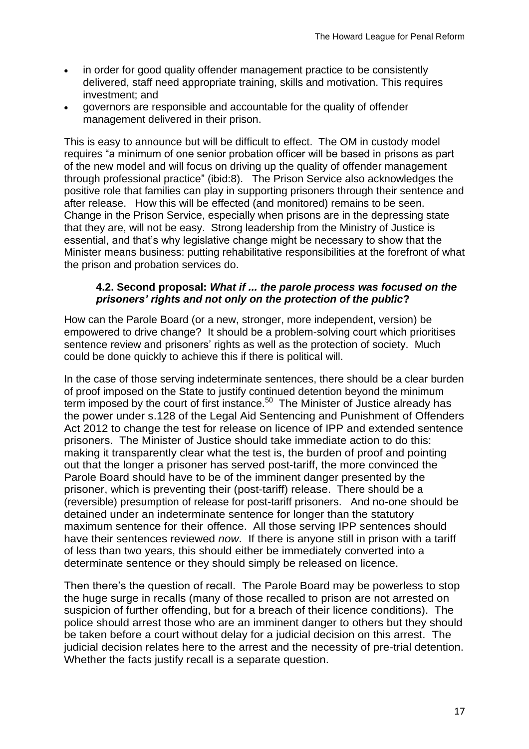- in order for good quality offender management practice to be consistently delivered, staff need appropriate training, skills and motivation. This requires investment; and
- governors are responsible and accountable for the quality of offender management delivered in their prison.

This is easy to announce but will be difficult to effect. The OM in custody model requires "a minimum of one senior probation officer will be based in prisons as part of the new model and will focus on driving up the quality of offender management through professional practice" (ibid:8). The Prison Service also acknowledges the positive role that families can play in supporting prisoners through their sentence and after release. How this will be effected (and monitored) remains to be seen. Change in the Prison Service, especially when prisons are in the depressing state that they are, will not be easy. Strong leadership from the Ministry of Justice is essential, and that's why legislative change might be necessary to show that the Minister means business: putting rehabilitative responsibilities at the forefront of what the prison and probation services do.

### 4.2. Second proposal: *What if ... the parole process was focused on the prisoners' rights and not only on the protection of the public*?

How can the Parole Board (or a new, stronger, more independent, version) be empowered to drive change? It should be a problem-solving court which prioritises sentence review and prisoners' rights as well as the protection of society. Much could be done quickly to achieve this if there is political will.

In the case of those serving indeterminate sentences, there should be a clear burden of proof imposed on the State to justify continued detention beyond the minimum term imposed by the court of first instance.[50] The Minister of Justice already has the power under s.128 of the Legal Aid Sentencing and Punishment of Offenders Act 2012 to change the test for release on licence of IPP and extended sentence prisoners. The Minister of Justice should take immediate action to do this: making it transparently clear what the test is, the burden of proof and pointing out that the longer a prisoner has served post-tariff, the more convinced the Parole Board should have to be of the imminent danger presented by the prisoner, which is preventing their (post-tariff) release. There should be a (reversible) presumption of release for post-tariff prisoners. And no-one should be detained under an indeterminate sentence for longer than the statutory maximum sentence for their offence. All those serving IPP sentences should have their sentences reviewed *now*. If there is anyone still in prison with a tariff of less than two years, this should either be immediately converted into a determinate sentence or they should simply be released on licence.

Then there's the question of recall. The Parole Board may be powerless to stop the huge surge in recalls (many of those recalled to prison are not arrested on suspicion of further offending, but for a breach of their licence conditions). The police should arrest those who are an imminent danger to others but they should be taken before a court without delay for a judicial decision on this arrest. The judicial decision relates here to the arrest and the necessity of pre-trial detention. Whether the facts justify recall is a separate question.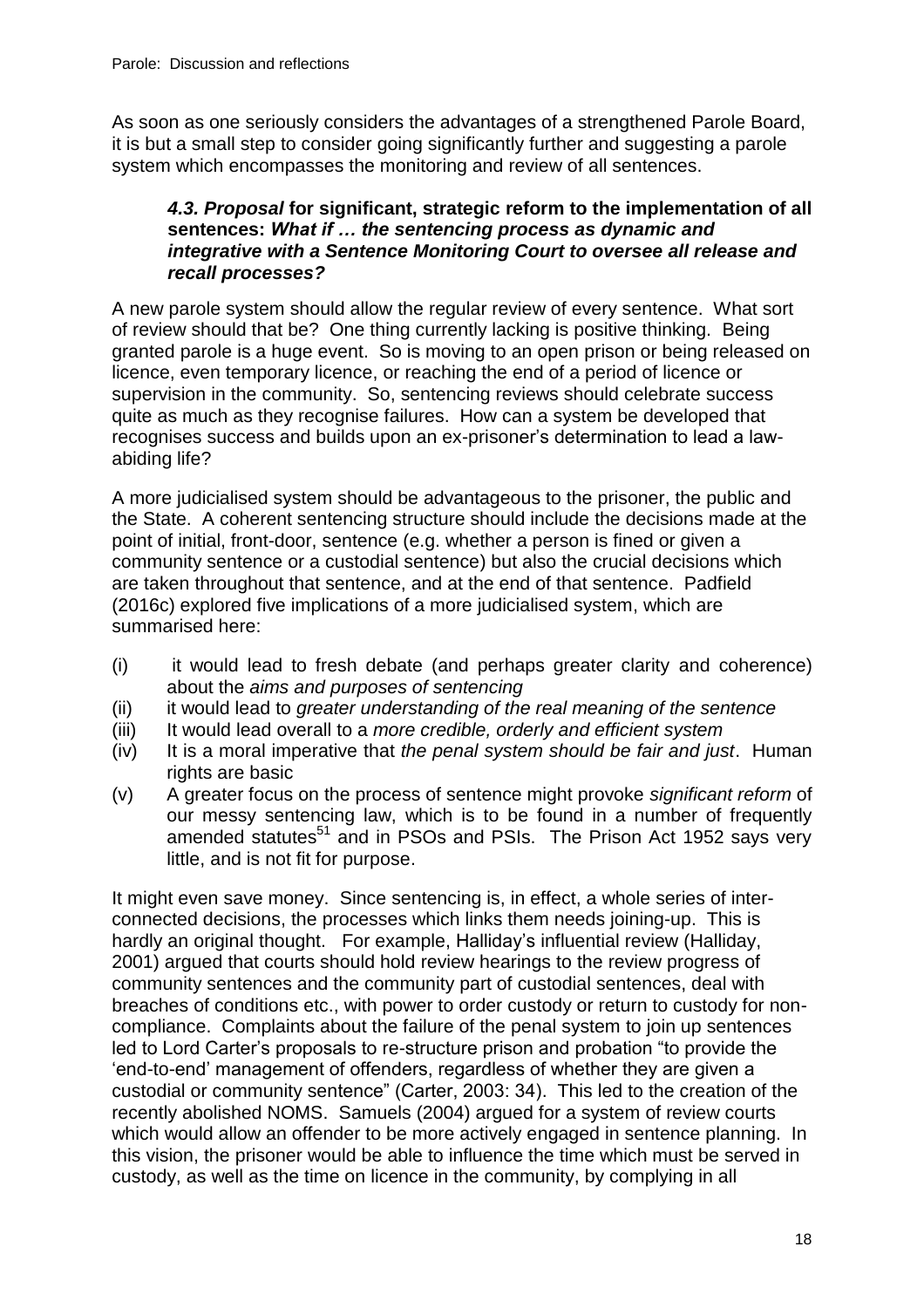As soon as one seriously considers the advantages of a strengthened Parole Board, it is but a small step to consider going significantly further and suggesting a parole system which encompasses the monitoring and review of all sentences.

### *4.3. Proposal* for significant, strategic reform to the implementation of all sentences: *What if … the sentencing process as dynamic and integrative with a Sentence Monitoring Court to oversee all release and recall processes?*

A new parole system should allow the regular review of every sentence. What sort of review should that be? One thing currently lacking is positive thinking. Being granted parole is a huge event. So is moving to an open prison or being released on licence, even temporary licence, or reaching the end of a period of licence or supervision in the community. So, sentencing reviews should celebrate success quite as much as they recognise failures. How can a system be developed that recognises success and builds upon an ex-prisoner's determination to lead a law-abiding life?

A more judicialised system should be advantageous to the prisoner, the public and the State. A coherent sentencing structure should include the decisions made at the point of initial, front-door, sentence (e.g. whether a person is fined or given a community sentence or a custodial sentence) but also the crucial decisions which are taken throughout that sentence, and at the end of that sentence. Padfield (2016c) explored five implications of a more judicialised system, which are summarised here:

(i) it would lead to fresh debate (and perhaps greater clarity and coherence) about the *aims and purposes of sentencing*

(ii) it would lead to *greater understanding of the real meaning of the sentence*

(iii) It would lead overall to a *more credible, orderly and efficient system*

(iv) It is a moral imperative that *the penal system should be fair and just*. Human rights are basic

(v) A greater focus on the process of sentence might provoke *significant reform* of our messy sentencing law, which is to be found in a number of frequently amended statutes[51] and in PSOs and PSIs. The Prison Act 1952 says very little, and is not fit for purpose.

It might even save money. Since sentencing is, in effect, a whole series of inter-connected decisions, the processes which links them needs joining-up. This is hardly an original thought. For example, Halliday's influential review (Halliday, 2001) argued that courts should hold review hearings to the review progress of community sentences and the community part of custodial sentences, deal with breaches of conditions etc., with power to order custody or return to custody for non-compliance. Complaints about the failure of the penal system to join up sentences led to Lord Carter's proposals to re-structure prison and probation "to provide the 'end-to-end' management of offenders, regardless of whether they are given a custodial or community sentence" (Carter, 2003: 34). This led to the creation of the recently abolished NOMS. Samuels (2004) argued for a system of review courts which would allow an offender to be more actively engaged in sentence planning. In this vision, the prisoner would be able to influence the time which must be served in custody, as well as the time on licence in the community, by complying in all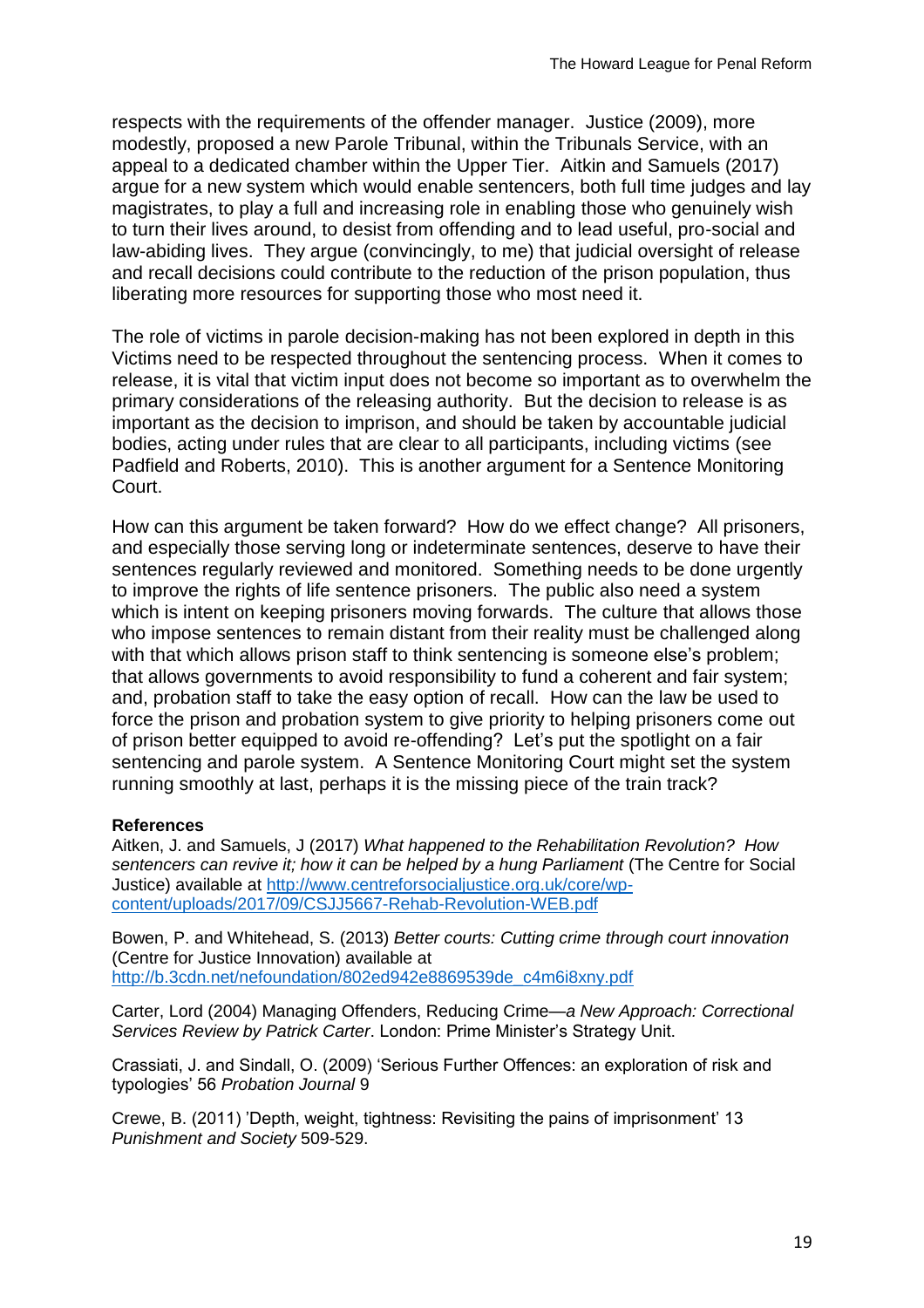respects with the requirements of the offender manager. Justice (2009), more modestly, proposed a new Parole Tribunal, within the Tribunals Service, with an appeal to a dedicated chamber within the Upper Tier. Aitkin and Samuels (2017) argue for a new system which would enable sentencers, both full time judges and lay magistrates, to play a full and increasing role in enabling those who genuinely wish to turn their lives around, to desist from offending and to lead useful, pro-social and law-abiding lives. They argue (convincingly, to me) that judicial oversight of release and recall decisions could contribute to the reduction of the prison population, thus liberating more resources for supporting those who most need it.

The role of victims in parole decision-making has not been explored in depth in this Victims need to be respected throughout the sentencing process. When it comes to release, it is vital that victim input does not become so important as to overwhelm the primary considerations of the releasing authority. But the decision to release is as important as the decision to imprison, and should be taken by accountable judicial bodies, acting under rules that are clear to all participants, including victims (see Padfield and Roberts, 2010). This is another argument for a Sentence Monitoring Court.

How can this argument be taken forward? How do we effect change? All prisoners, and especially those serving long or indeterminate sentences, deserve to have their sentences regularly reviewed and monitored. Something needs to be done urgently to improve the rights of life sentence prisoners. The public also need a system which is intent on keeping prisoners moving forwards. The culture that allows those who impose sentences to remain distant from their reality must be challenged along with that which allows prison staff to think sentencing is someone else's problem; that allows governments to avoid responsibility to fund a coherent and fair system; and, probation staff to take the easy option of recall. How can the law be used to force the prison and probation system to give priority to helping prisoners come out of prison better equipped to avoid re-offending? Let's put the spotlight on a fair sentencing and parole system. A Sentence Monitoring Court might set the system running smoothly at last, perhaps it is the missing piece of the train track?

**References**

Aitken, J. and Samuels, J (2017) *What happened to the Rehabilitation Revolution? How sentencers can revive it; how it can be helped by a hung Parliament* (The Centre for Social Justice) available at http://www.centreforsocialjustice.org.uk/core/wp-content/uploads/2017/09/CSJJ5667-Rehab-Revolution-WEB.pdf

Bowen, P. and Whitehead, S. (2013) *Better courts: Cutting crime through court innovation* (Centre for Justice Innovation) available at http://b.3cdn.net/nefoundation/802ed942e8869539de_c4m6i8xny.pdf

Carter, Lord (2004) Managing Offenders, Reducing Crime—*a New Approach: Correctional Services Review by Patrick Carter*. London: Prime Minister's Strategy Unit.

Crassiati, J. and Sindall, O. (2009) 'Serious Further Offences: an exploration of risk and typologies' 56 *Probation Journal* 9

Crewe, B. (2011) 'Depth, weight, tightness: Revisiting the pains of imprisonment' 13 *Punishment and Society* 509-529.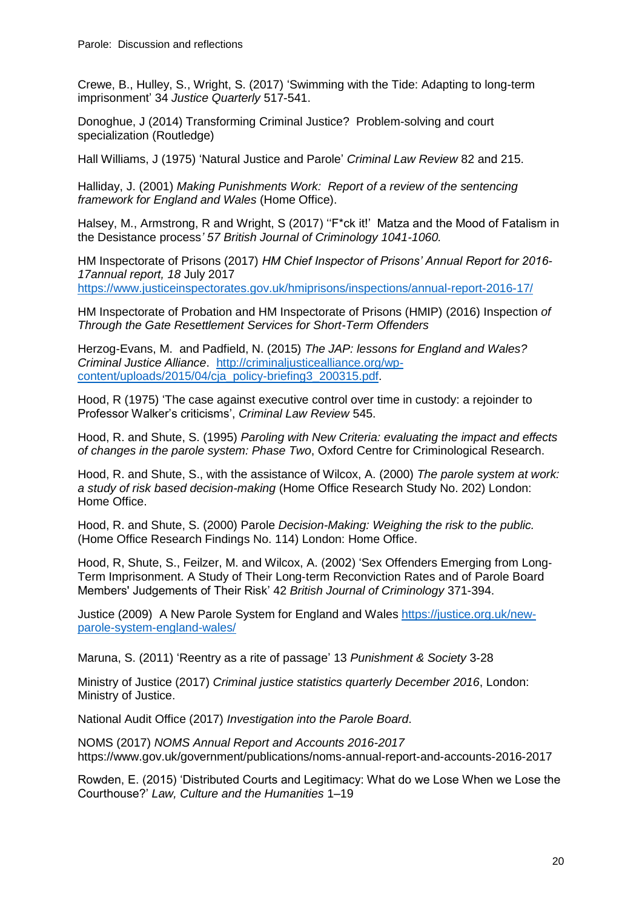Crewe, B., Hulley, S., Wright, S. (2017) 'Swimming with the Tide: Adapting to long-term imprisonment' 34 *Justice Quarterly* 517-541.

Donoghue, J (2014) Transforming Criminal Justice? Problem-solving and court specialization (Routledge)

Hall Williams, J (1975) 'Natural Justice and Parole' *Criminal Law Review* 82 and 215.

Halliday, J. (2001) *Making Punishments Work: Report of a review of the sentencing framework for England and Wales* (Home Office).

Halsey, M., Armstrong, R and Wright, S (2017) ''F*ck it!' Matza and the Mood of Fatalism in the Desistance process*' 57 British Journal of Criminology 1041-1060.*

HM Inspectorate of Prisons (2017) *HM Chief Inspector of Prisons' Annual Report for 2016-17annual report, 18* July 2017 https://www.justiceinspectorates.gov.uk/hmiprisons/inspections/annual-report-2016-17/

HM Inspectorate of Probation and HM Inspectorate of Prisons (HMIP) (2016) Inspection *of Through the Gate Resettlement Services for Short-Term Offenders*

Herzog-Evans, M. and Padfield, N. (2015) *The JAP: lessons for England and Wales? Criminal Justice Alliance*. http://criminaljusticealliance.org/wp-content/uploads/2015/04/cja_policy-briefing3_200315.pdf.

Hood, R (1975) 'The case against executive control over time in custody: a rejoinder to Professor Walker's criticisms', *Criminal Law Review* 545.

Hood, R. and Shute, S. (1995) *Paroling with New Criteria: evaluating the impact and effects of changes in the parole system: Phase Two*, Oxford Centre for Criminological Research.

Hood, R. and Shute, S., with the assistance of Wilcox, A. (2000) *The parole system at work: a study of risk based decision-making* (Home Office Research Study No. 202) London: Home Office.

Hood, R. and Shute, S. (2000) Parole *Decision-Making: Weighing the risk to the public.* (Home Office Research Findings No. 114) London: Home Office.

Hood, R, Shute, S., Feilzer, M. and Wilcox, A. (2002) 'Sex Offenders Emerging from Long-Term Imprisonment. A Study of Their Long-term Reconviction Rates and of Parole Board Members' Judgements of Their Risk' 42 *British Journal of Criminology* 371-394.

Justice (2009) A New Parole System for England and Wales https://justice.org.uk/new-parole-system-england-wales/

Maruna, S. (2011) 'Reentry as a rite of passage' 13 *Punishment & Society* 3-28

Ministry of Justice (2017) *Criminal justice statistics quarterly December 2016*, London: Ministry of Justice.

National Audit Office (2017) *Investigation into the Parole Board*.

NOMS (2017) *NOMS Annual Report and Accounts 2016-2017* https://www.gov.uk/government/publications/noms-annual-report-and-accounts-2016-2017

Rowden, E. (2015) 'Distributed Courts and Legitimacy: What do we Lose When we Lose the Courthouse?' *Law, Culture and the Humanities* 1–19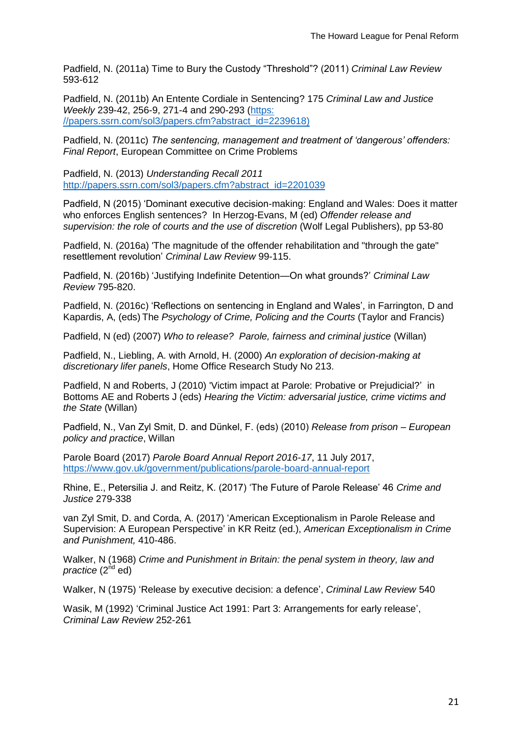Padfield, N. (2011a) Time to Bury the Custody “Threshold”? (2011) *Criminal Law Review* 593-612

Padfield, N. (2011b) An Entente Cordiale in Sentencing? 175 *Criminal Law and Justice Weekly* 239-42, 256-9, 271-4 and 290-293 (https://papers.ssrn.com/sol3/papers.cfm?abstract_id=2239618)

Padfield, N. (2011c) *The sentencing, management and treatment of ‘dangerous’ offenders: Final Report*, European Committee on Crime Problems

Padfield, N. (2013) *Understanding Recall 2011* http://papers.ssrn.com/sol3/papers.cfm?abstract_id=2201039

Padfield, N (2015) ‘Dominant executive decision-making: England and Wales: Does it matter who enforces English sentences? In Herzog-Evans, M (ed) *Offender release and supervision: the role of courts and the use of discretion* (Wolf Legal Publishers), pp 53-80

Padfield, N. (2016a) ‘The magnitude of the offender rehabilitation and "through the gate" resettlement revolution’ *Criminal Law Review* 99-115.

Padfield, N. (2016b) ‘Justifying Indefinite Detention—On what grounds?’ *Criminal Law Review* 795-820.

Padfield, N. (2016c) ‘Reflections on sentencing in England and Wales’, in Farrington, D and Kapardis, A, (eds) The *Psychology of Crime, Policing and the Courts* (Taylor and Francis)

Padfield, N (ed) (2007) *Who to release? Parole, fairness and criminal justice* (Willan)

Padfield, N., Liebling, A. with Arnold, H. (2000) *An exploration of decision-making at discretionary lifer panels*, Home Office Research Study No 213.

Padfield, N and Roberts, J (2010) 'Victim impact at Parole: Probative or Prejudicial?' in Bottoms AE and Roberts J (eds) *Hearing the Victim: adversarial justice, crime victims and the State* (Willan)

Padfield, N., Van Zyl Smit, D. and Dünkel, F. (eds) (2010) *Release from prison – European policy and practice*, Willan

Parole Board (2017) *Parole Board Annual Report 2016-17*, 11 July 2017, https://www.gov.uk/government/publications/parole-board-annual-report

Rhine, E., Petersilia J. and Reitz, K. (2017) ‘The Future of Parole Release’ 46 *Crime and Justice* 279-338

van Zyl Smit, D. and Corda, A. (2017) ‘American Exceptionalism in Parole Release and Supervision: A European Perspective’ in KR Reitz (ed.), *American Exceptionalism in Crime and Punishment,* 410-486.

Walker, N (1968) *Crime and Punishment in Britain: the penal system in theory, law and practice* (2nd ed)

Walker, N (1975) ‘Release by executive decision: a defence’, *Criminal Law Review* 540

Wasik, M (1992) ‘Criminal Justice Act 1991: Part 3: Arrangements for early release’, *Criminal Law Review* 252-261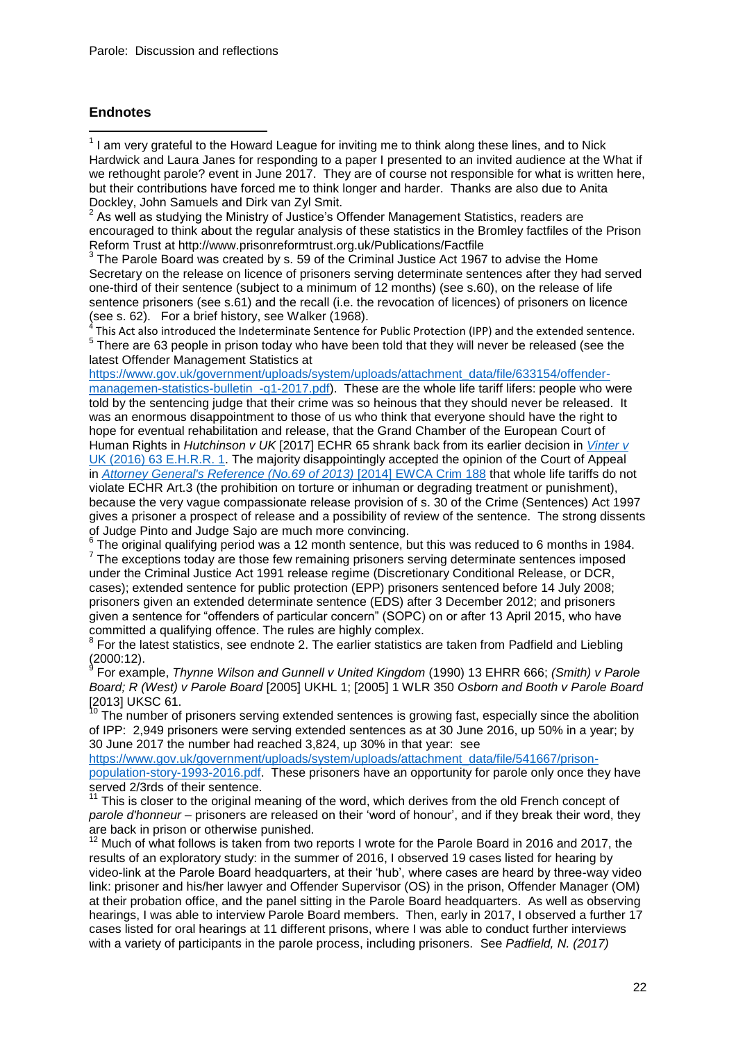## Endnotes

[1] I am very grateful to the Howard League for inviting me to think along these lines, and to Nick Hardwick and Laura Janes for responding to a paper I presented to an invited audience at the What if we rethought parole? event in June 2017. They are of course not responsible for what is written here, but their contributions have forced me to think longer and harder. Thanks are also due to Anita Dockley, John Samuels and Dirk van Zyl Smit.

[2] As well as studying the Ministry of Justice's Offender Management Statistics, readers are encouraged to think about the regular analysis of these statistics in the Bromley factfiles of the Prison Reform Trust at http://www.prisonreformtrust.org.uk/Publications/Factfile

[3] The Parole Board was created by s. 59 of the Criminal Justice Act 1967 to advise the Home Secretary on the release on licence of prisoners serving determinate sentences after they had served one-third of their sentence (subject to a minimum of 12 months) (see s.60), on the release of life sentence prisoners (see s.61) and the recall (i.e. the revocation of licences) of prisoners on licence (see s. 62). For a brief history, see Walker (1968).

[4] This Act also introduced the Indeterminate Sentence for Public Protection (IPP) and the extended sentence.

[5] There are 63 people in prison today who have been told that they will never be released (see the latest Offender Management Statistics at https://www.gov.uk/government/uploads/system/uploads/attachment_data/file/633154/offender-managemen-statistics-bulletin_-q1-2017.pdf). These are the whole life tariff lifers: people who were told by the sentencing judge that their crime was so heinous that they should never be released. It was an enormous disappointment to those of us who think that everyone should have the right to hope for eventual rehabilitation and release, that the Grand Chamber of the European Court of Human Rights in *Hutchinson v UK* [2017] ECHR 65 shrank back from its earlier decision in *Vinter v UK* (2016) 63 E.H.R.R. 1. The majority disappointingly accepted the opinion of the Court of Appeal in *Attorney General's Reference (No.69 of 2013)* [2014] EWCA Crim 188 that whole life tariffs do not violate ECHR Art.3 (the prohibition on torture or inhuman or degrading treatment or punishment), because the very vague compassionate release provision of s. 30 of the Crime (Sentences) Act 1997 gives a prisoner a prospect of release and a possibility of review of the sentence. The strong dissents of Judge Pinto and Judge Sajo are much more convincing.

[6] The original qualifying period was a 12 month sentence, but this was reduced to 6 months in 1984.

[7] The exceptions today are those few remaining prisoners serving determinate sentences imposed under the Criminal Justice Act 1991 release regime (Discretionary Conditional Release, or DCR, cases); extended sentence for public protection (EPP) prisoners sentenced before 14 July 2008; prisoners given an extended determinate sentence (EDS) after 3 December 2012; and prisoners given a sentence for "offenders of particular concern" (SOPC) on or after 13 April 2015, who have committed a qualifying offence. The rules are highly complex.

[8] For the latest statistics, see endnote 2. The earlier statistics are taken from Padfield and Liebling (2000:12).

[9] For example, *Thynne Wilson and Gunnell v United Kingdom* (1990) 13 EHRR 666; *(Smith) v Parole Board; R (West) v Parole Board* [2005] UKHL 1; [2005] 1 WLR 350 *Osborn and Booth v Parole Board* [2013] UKSC 61.

[10] The number of prisoners serving extended sentences is growing fast, especially since the abolition of IPP: 2,949 prisoners were serving extended sentences as at 30 June 2016, up 50% in a year; by 30 June 2017 the number had reached 3,824, up 30% in that year: see https://www.gov.uk/government/uploads/system/uploads/attachment_data/file/541667/prison-population-story-1993-2016.pdf. These prisoners have an opportunity for parole only once they have served 2/3rds of their sentence.

[11] This is closer to the original meaning of the word, which derives from the old French concept of *parole d'honneur* – prisoners are released on their 'word of honour', and if they break their word, they are back in prison or otherwise punished.

[12] Much of what follows is taken from two reports I wrote for the Parole Board in 2016 and 2017, the results of an exploratory study: in the summer of 2016, I observed 19 cases listed for hearing by video-link at the Parole Board headquarters, at their 'hub', where cases are heard by three-way video link: prisoner and his/her lawyer and Offender Supervisor (OS) in the prison, Offender Manager (OM) at their probation office, and the panel sitting in the Parole Board headquarters. As well as observing hearings, I was able to interview Parole Board members. Then, early in 2017, I observed a further 17 cases listed for oral hearings at 11 different prisons, where I was able to conduct further interviews with a variety of participants in the parole process, including prisoners. See *Padfield, N. (2017)*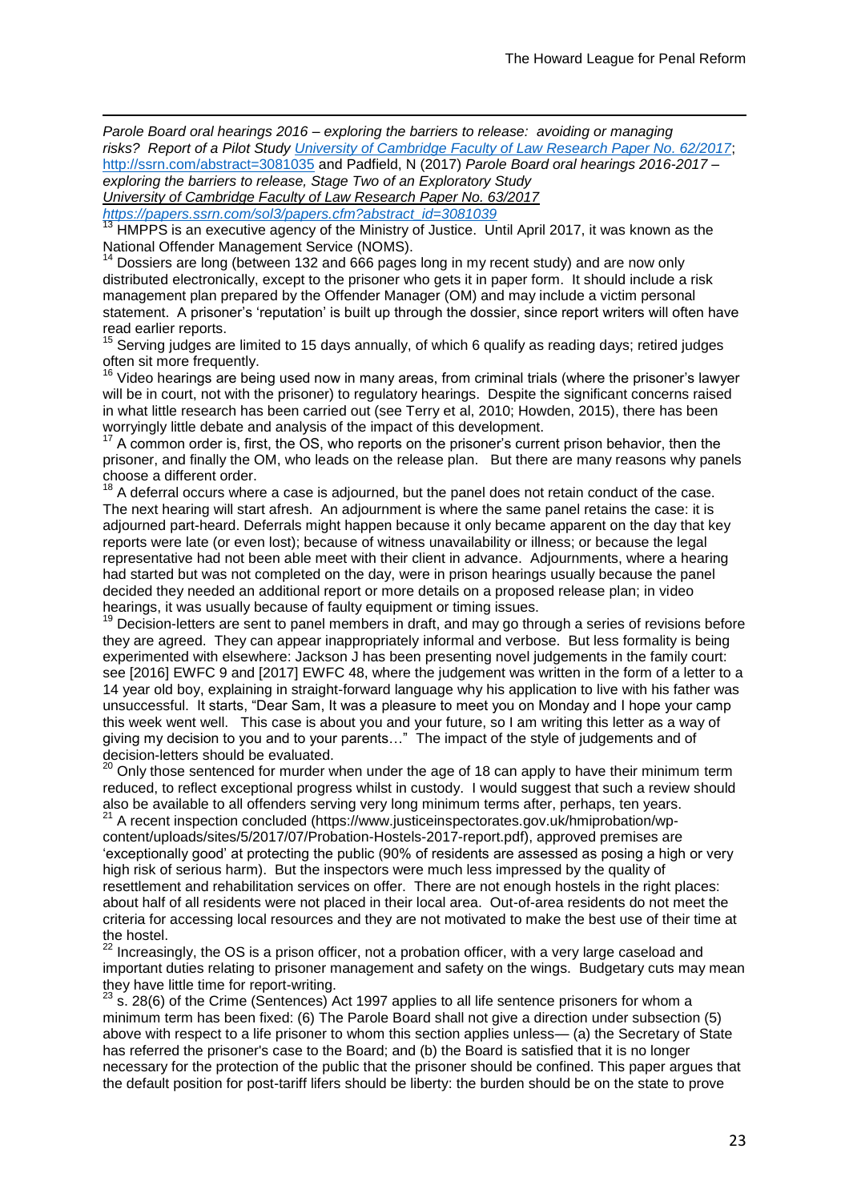*Parole Board oral hearings 2016 – exploring the barriers to release: avoiding or managing risks? Report of a Pilot Study* [University of Cambridge Faculty of Law Research Paper No. 62/2017](http://ssrn.com/abstract=3081035); http://ssrn.com/abstract=3081035 and Padfield, N (2017) *Parole Board oral hearings 2016-2017 – exploring the barriers to release, Stage Two of an Exploratory Study University of Cambridge Faculty of Law Research Paper No. 63/2017 https://papers.ssrn.com/sol3/papers.cfm?abstract_id=3081039*

[13] HMPPS is an executive agency of the Ministry of Justice. Until April 2017, it was known as the National Offender Management Service (NOMS).

[14] Dossiers are long (between 132 and 666 pages long in my recent study) and are now only distributed electronically, except to the prisoner who gets it in paper form. It should include a risk management plan prepared by the Offender Manager (OM) and may include a victim personal statement. A prisoner's 'reputation' is built up through the dossier, since report writers will often have read earlier reports.

[15] Serving judges are limited to 15 days annually, of which 6 qualify as reading days; retired judges often sit more frequently.

[16] Video hearings are being used now in many areas, from criminal trials (where the prisoner's lawyer will be in court, not with the prisoner) to regulatory hearings. Despite the significant concerns raised in what little research has been carried out (see Terry et al, 2010; Howden, 2015), there has been worryingly little debate and analysis of the impact of this development.

[17] A common order is, first, the OS, who reports on the prisoner's current prison behavior, then the prisoner, and finally the OM, who leads on the release plan. But there are many reasons why panels choose a different order.

[18] A deferral occurs where a case is adjourned, but the panel does not retain conduct of the case. The next hearing will start afresh. An adjournment is where the same panel retains the case: it is adjourned part-heard. Deferrals might happen because it only became apparent on the day that key reports were late (or even lost); because of witness unavailability or illness; or because the legal representative had not been able meet with their client in advance. Adjournments, where a hearing had started but was not completed on the day, were in prison hearings usually because the panel decided they needed an additional report or more details on a proposed release plan; in video hearings, it was usually because of faulty equipment or timing issues.

[19] Decision-letters are sent to panel members in draft, and may go through a series of revisions before they are agreed. They can appear inappropriately informal and verbose. But less formality is being experimented with elsewhere: Jackson J has been presenting novel judgements in the family court: see [2016] EWFC 9 and [2017] EWFC 48, where the judgement was written in the form of a letter to a 14 year old boy, explaining in straight-forward language why his application to live with his father was unsuccessful. It starts, "Dear Sam, It was a pleasure to meet you on Monday and I hope your camp this week went well. This case is about you and your future, so I am writing this letter as a way of giving my decision to you and to your parents…" The impact of the style of judgements and of decision-letters should be evaluated.

[20] Only those sentenced for murder when under the age of 18 can apply to have their minimum term reduced, to reflect exceptional progress whilst in custody. I would suggest that such a review should also be available to all offenders serving very long minimum terms after, perhaps, ten years.

[21] A recent inspection concluded (https://www.justiceinspectorates.gov.uk/hmiprobation/wp-content/uploads/sites/5/2017/07/Probation-Hostels-2017-report.pdf), approved premises are 'exceptionally good' at protecting the public (90% of residents are assessed as posing a high or very high risk of serious harm). But the inspectors were much less impressed by the quality of resettlement and rehabilitation services on offer. There are not enough hostels in the right places: about half of all residents were not placed in their local area. Out-of-area residents do not meet the criteria for accessing local resources and they are not motivated to make the best use of their time at the hostel.

[22] Increasingly, the OS is a prison officer, not a probation officer, with a very large caseload and important duties relating to prisoner management and safety on the wings. Budgetary cuts may mean they have little time for report-writing.

[23] s. 28(6) of the Crime (Sentences) Act 1997 applies to all life sentence prisoners for whom a minimum term has been fixed: (6) The Parole Board shall not give a direction under subsection (5) above with respect to a life prisoner to whom this section applies unless— (a) the Secretary of State has referred the prisoner's case to the Board; and (b) the Board is satisfied that it is no longer necessary for the protection of the public that the prisoner should be confined. This paper argues that the default position for post-tariff lifers should be liberty: the burden should be on the state to prove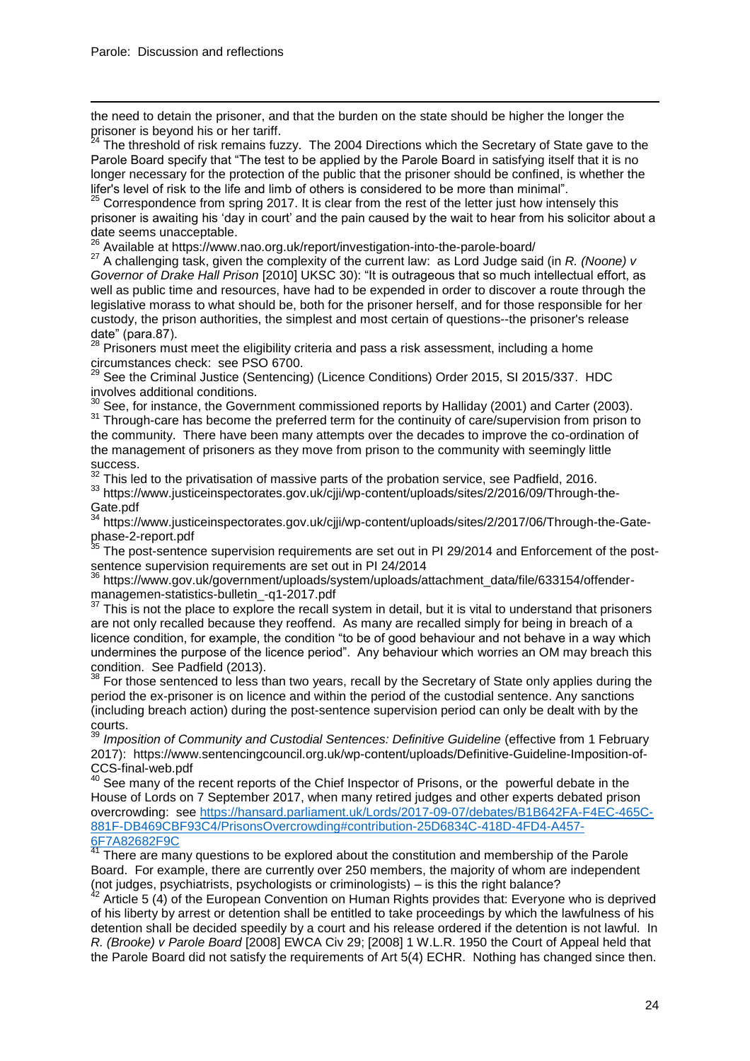the need to detain the prisoner, and that the burden on the state should be higher the longer the prisoner is beyond his or her tariff.

[24] The threshold of risk remains fuzzy. The 2004 Directions which the Secretary of State gave to the Parole Board specify that "The test to be applied by the Parole Board in satisfying itself that it is no longer necessary for the protection of the public that the prisoner should be confined, is whether the lifer's level of risk to the life and limb of others is considered to be more than minimal".

[25] Correspondence from spring 2017. It is clear from the rest of the letter just how intensely this prisoner is awaiting his 'day in court' and the pain caused by the wait to hear from his solicitor about a date seems unacceptable.

[26] Available at https://www.nao.org.uk/report/investigation-into-the-parole-board/

[27] A challenging task, given the complexity of the current law: as Lord Judge said (in *R. (Noone) v Governor of Drake Hall Prison* [2010] UKSC 30): "It is outrageous that so much intellectual effort, as well as public time and resources, have had to be expended in order to discover a route through the legislative morass to what should be, both for the prisoner herself, and for those responsible for her custody, the prison authorities, the simplest and most certain of questions--the prisoner's release date" (para.87).

[28] Prisoners must meet the eligibility criteria and pass a risk assessment, including a home circumstances check: see PSO 6700.

[29] See the Criminal Justice (Sentencing) (Licence Conditions) Order 2015, SI 2015/337. HDC involves additional conditions.

[30] See, for instance, the Government commissioned reports by Halliday (2001) and Carter (2003).

[31] Through-care has become the preferred term for the continuity of care/supervision from prison to the community. There have been many attempts over the decades to improve the co-ordination of the management of prisoners as they move from prison to the community with seemingly little success.

[32] This led to the privatisation of massive parts of the probation service, see Padfield, 2016.

[33] https://www.justiceinspectorates.gov.uk/cjji/wp-content/uploads/sites/2/2016/09/Through-the-Gate.pdf

[34] https://www.justiceinspectorates.gov.uk/cjji/wp-content/uploads/sites/2/2017/06/Through-the-Gate-phase-2-report.pdf

[35] The post-sentence supervision requirements are set out in PI 29/2014 and Enforcement of the post-sentence supervision requirements are set out in PI 24/2014

[36] https://www.gov.uk/government/uploads/system/uploads/attachment_data/file/633154/offender-managemen-statistics-bulletin_-q1-2017.pdf

[37] This is not the place to explore the recall system in detail, but it is vital to understand that prisoners are not only recalled because they reoffend. As many are recalled simply for being in breach of a licence condition, for example, the condition "to be of good behaviour and not behave in a way which undermines the purpose of the licence period". Any behaviour which worries an OM may breach this condition. See Padfield (2013).

[38] For those sentenced to less than two years, recall by the Secretary of State only applies during the period the ex-prisoner is on licence and within the period of the custodial sentence. Any sanctions (including breach action) during the post-sentence supervision period can only be dealt with by the courts.

[39] *Imposition of Community and Custodial Sentences: Definitive Guideline* (effective from 1 February 2017): https://www.sentencingcouncil.org.uk/wp-content/uploads/Definitive-Guideline-Imposition-of-CCS-final-web.pdf

[40] See many of the recent reports of the Chief Inspector of Prisons, or the powerful debate in the House of Lords on 7 September 2017, when many retired judges and other experts debated prison overcrowding: see https://hansard.parliament.uk/Lords/2017-09-07/debates/B1B642FA-F4EC-465C-881F-DB469CBF93C4/PrisonsOvercrowding#contribution-25D6834C-418D-4FD4-A457-6F7A82682F9C

[41] There are many questions to be explored about the constitution and membership of the Parole Board. For example, there are currently over 250 members, the majority of whom are independent (not judges, psychiatrists, psychologists or criminologists) – is this the right balance?

[42] Article 5 (4) of the European Convention on Human Rights provides that: Everyone who is deprived of his liberty by arrest or detention shall be entitled to take proceedings by which the lawfulness of his detention shall be decided speedily by a court and his release ordered if the detention is not lawful. In *R. (Brooke) v Parole Board* [2008] EWCA Civ 29; [2008] 1 W.L.R. 1950 the Court of Appeal held that the Parole Board did not satisfy the requirements of Art 5(4) ECHR. Nothing has changed since then.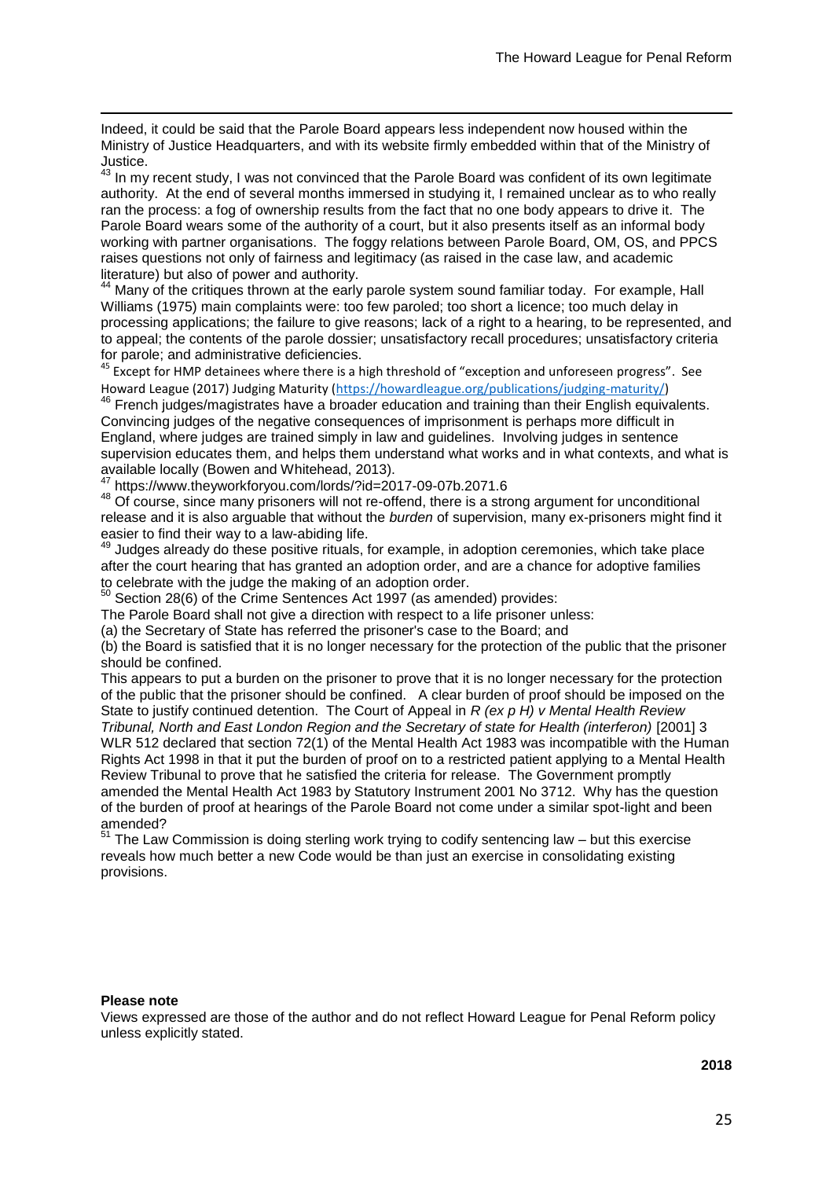Indeed, it could be said that the Parole Board appears less independent now housed within the Ministry of Justice Headquarters, and with its website firmly embedded within that of the Ministry of Justice.

[43] In my recent study, I was not convinced that the Parole Board was confident of its own legitimate authority. At the end of several months immersed in studying it, I remained unclear as to who really ran the process: a fog of ownership results from the fact that no one body appears to drive it. The Parole Board wears some of the authority of a court, but it also presents itself as an informal body working with partner organisations. The foggy relations between Parole Board, OM, OS, and PPCS raises questions not only of fairness and legitimacy (as raised in the case law, and academic literature) but also of power and authority.

[44] Many of the critiques thrown at the early parole system sound familiar today. For example, Hall Williams (1975) main complaints were: too few paroled; too short a licence; too much delay in processing applications; the failure to give reasons; lack of a right to a hearing, to be represented, and to appeal; the contents of the parole dossier; unsatisfactory recall procedures; unsatisfactory criteria for parole; and administrative deficiencies.

[45] Except for HMP detainees where there is a high threshold of "exception and unforeseen progress". See Howard League (2017) Judging Maturity (https://howardleague.org/publications/judging-maturity/)

[46] French judges/magistrates have a broader education and training than their English equivalents. Convincing judges of the negative consequences of imprisonment is perhaps more difficult in England, where judges are trained simply in law and guidelines. Involving judges in sentence supervision educates them, and helps them understand what works and in what contexts, and what is available locally (Bowen and Whitehead, 2013).

[47] https://www.theyworkforyou.com/lords/?id=2017-09-07b.2071.6

[48] Of course, since many prisoners will not re-offend, there is a strong argument for unconditional release and it is also arguable that without the *burden* of supervision, many ex-prisoners might find it easier to find their way to a law-abiding life.

[49] Judges already do these positive rituals, for example, in adoption ceremonies, which take place after the court hearing that has granted an adoption order, and are a chance for adoptive families to celebrate with the judge the making of an adoption order.

[50] Section 28(6) of the Crime Sentences Act 1997 (as amended) provides:

The Parole Board shall not give a direction with respect to a life prisoner unless:

(a) the Secretary of State has referred the prisoner's case to the Board; and

(b) the Board is satisfied that it is no longer necessary for the protection of the public that the prisoner should be confined.

This appears to put a burden on the prisoner to prove that it is no longer necessary for the protection of the public that the prisoner should be confined. A clear burden of proof should be imposed on the State to justify continued detention. The Court of Appeal in *R (ex p H) v Mental Health Review Tribunal, North and East London Region and the Secretary of state for Health (interferon)* [2001] 3 WLR 512 declared that section 72(1) of the Mental Health Act 1983 was incompatible with the Human Rights Act 1998 in that it put the burden of proof on to a restricted patient applying to a Mental Health Review Tribunal to prove that he satisfied the criteria for release. The Government promptly amended the Mental Health Act 1983 by Statutory Instrument 2001 No 3712. Why has the question of the burden of proof at hearings of the Parole Board not come under a similar spot-light and been amended?

[51] The Law Commission is doing sterling work trying to codify sentencing law – but this exercise reveals how much better a new Code would be than just an exercise in consolidating existing provisions.

**Please note**

Views expressed are those of the author and do not reflect Howard League for Penal Reform policy unless explicitly stated.

**2018**